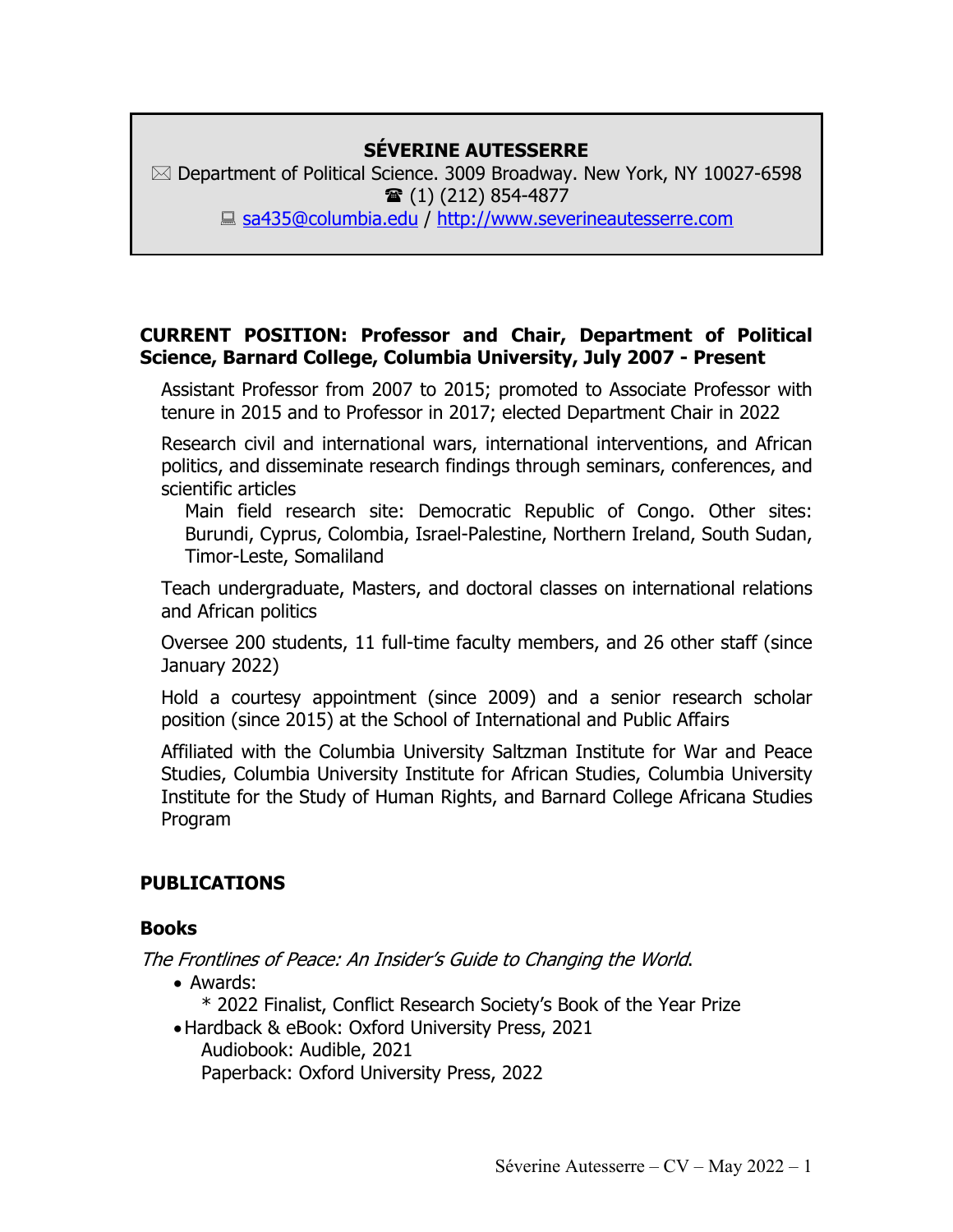# SÉVERINE AUTESSERRE

✉ Department of Political Science. 3009 Broadway. New York, NY 10027-6598
☎ (1) (212) 854-4877
💻 [sa435@columbia.edu](mailto:sa435@columbia.edu) / [http://www.severineautesserre.com](http://www.severineautesserre.com)

## CURRENT POSITION: Professor and Chair, Department of Political Science, Barnard College, Columbia University, July 2007 - Present

Assistant Professor from 2007 to 2015; promoted to Associate Professor with tenure in 2015 and to Professor in 2017; elected Department Chair in 2022

Research civil and international wars, international interventions, and African politics, and disseminate research findings through seminars, conferences, and scientific articles

Main field research site: Democratic Republic of Congo. Other sites: Burundi, Cyprus, Colombia, Israel-Palestine, Northern Ireland, South Sudan, Timor-Leste, Somaliland

Teach undergraduate, Masters, and doctoral classes on international relations and African politics

Oversee 200 students, 11 full-time faculty members, and 26 other staff (since January 2022)

Hold a courtesy appointment (since 2009) and a senior research scholar position (since 2015) at the School of International and Public Affairs

Affiliated with the Columbia University Saltzman Institute for War and Peace Studies, Columbia University Institute for African Studies, Columbia University Institute for the Study of Human Rights, and Barnard College Africana Studies Program

## PUBLICATIONS

### Books

*The Frontlines of Peace: An Insider's Guide to Changing the World.*

- Awards:
  * 2022 Finalist, Conflict Research Society's Book of the Year Prize
- Hardback & eBook: Oxford University Press, 2021
  Audiobook: Audible, 2021
  Paperback: Oxford University Press, 2022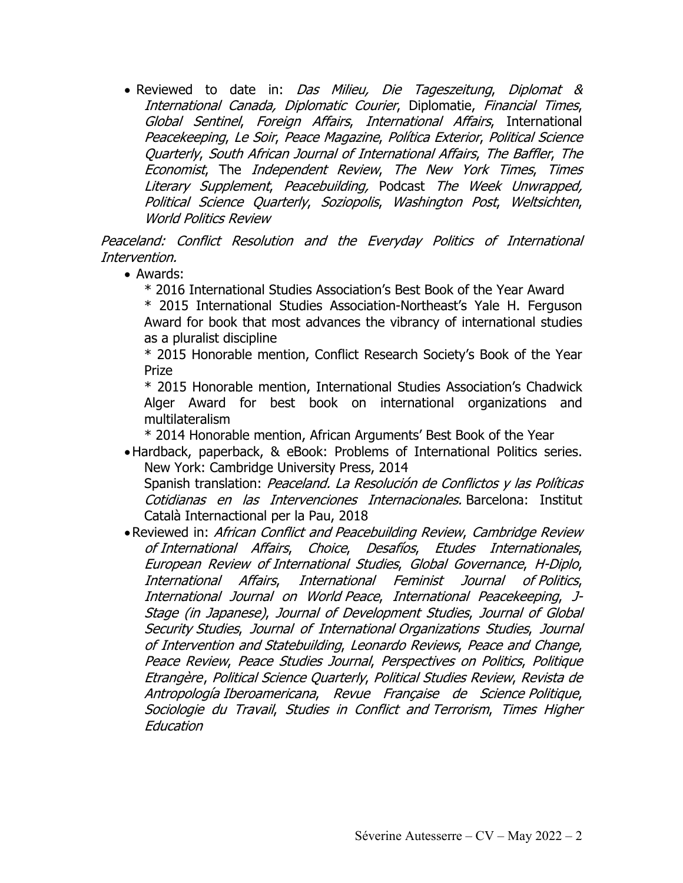- Reviewed to date in: *Das Milieu, Die Tageszeitung*, *Diplomat & International Canada, Diplomatic Courier*, Diplomatie, *Financial Times*, *Global Sentinel*, *Foreign Affairs*, *International Affairs*, International *Peacekeeping*, *Le Soir*, *Peace Magazine*, *Política Exterior*, *Political Science Quarterly*, *South African Journal of International Affairs*, *The Baffler*, *The Economist*, The *Independent Review*, *The New York Times*, *Times Literary Supplement*, *Peacebuilding,* Podcast *The Week Unwrapped, Political Science Quarterly*, *Soziopolis*, *Washington Post*, *Weltsichten*, *World Politics Review*

*Peaceland: Conflict Resolution and the Everyday Politics of International Intervention.*

- Awards:
  * 2016 International Studies Association's Best Book of the Year Award
  * 2015 International Studies Association-Northeast's Yale H. Ferguson Award for book that most advances the vibrancy of international studies as a pluralist discipline
  * 2015 Honorable mention, Conflict Research Society's Book of the Year Prize
  * 2015 Honorable mention, International Studies Association's Chadwick Alger Award for best book on international organizations and multilateralism
  * 2014 Honorable mention, African Arguments' Best Book of the Year
- Hardback, paperback, & eBook: Problems of International Politics series. New York: Cambridge University Press, 2014
  Spanish translation: *Peaceland. La Resolución de Conflictos y las Políticas Cotidianas en las Intervenciones Internacionales.* Barcelona: Institut Català Internactional per la Pau, 2018
- Reviewed in: *African Conflict and Peacebuilding Review*, *Cambridge Review of International Affairs*, *Choice*, *Desafíos*, *Etudes Internationales*, *European Review of International Studies*, *Global Governance*, *H-Diplo*, *International Affairs*, *International Feminist Journal of Politics*, *International Journal on World Peace*, *International Peacekeeping*, *J-Stage (in Japanese)*, *Journal of Development Studies*, *Journal of Global Security Studies*, *Journal of International Organizations Studies*, *Journal of Intervention and Statebuilding*, *Leonardo Reviews*, *Peace and Change*, *Peace Review*, *Peace Studies Journal*, *Perspectives on Politics*, *Politique Etrangère*, *Political Science Quarterly*, *Political Studies Review*, *Revista de Antropología Iberoamericana*, *Revue Française de Science Politique*, *Sociologie du Travail*, *Studies in Conflict and Terrorism*, *Times Higher Education*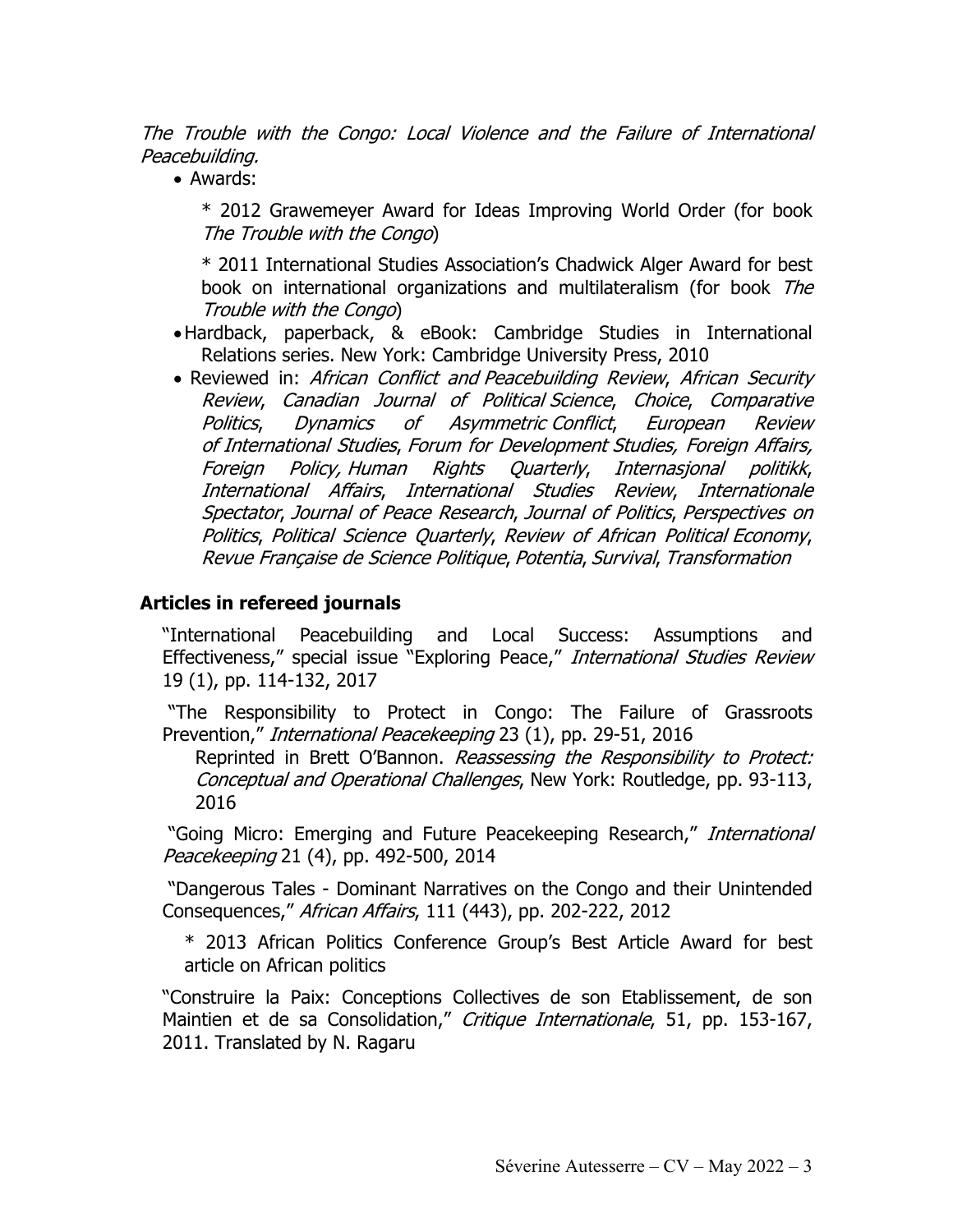*The Trouble with the Congo: Local Violence and the Failure of International Peacebuilding.*

- Awards:

  * 2012 Grawemeyer Award for Ideas Improving World Order (for book *The Trouble with the Congo*)

  * 2011 International Studies Association's Chadwick Alger Award for best book on international organizations and multilateralism (for book *The Trouble with the Congo*)

- Hardback, paperback, & eBook: Cambridge Studies in International Relations series. New York: Cambridge University Press, 2010
- Reviewed in: *African Conflict and Peacebuilding Review*, *African Security Review*, *Canadian Journal of Political Science*, *Choice*, *Comparative Politics*, *Dynamics of Asymmetric Conflict*, *European Review of International Studies*, *Forum for Development Studies, Foreign Affairs, Foreign Policy, Human Rights Quarterly*, *Internasjonal politikk*, *International Affairs*, *International Studies Review*, *Internationale Spectator*, *Journal of Peace Research*, *Journal of Politics*, *Perspectives on Politics*, *Political Science Quarterly*, *Review of African Political Economy*, *Revue Française de Science Politique*, *Potentia*, *Survival*, *Transformation*

## Articles in refereed journals

"International Peacebuilding and Local Success: Assumptions and Effectiveness," special issue "Exploring Peace," *International Studies Review* 19 (1), pp. 114-132, 2017

"The Responsibility to Protect in Congo: The Failure of Grassroots Prevention," *International Peacekeeping* 23 (1), pp. 29-51, 2016

Reprinted in Brett O'Bannon. *Reassessing the Responsibility to Protect: Conceptual and Operational Challenges*, New York: Routledge, pp. 93-113, 2016

"Going Micro: Emerging and Future Peacekeeping Research," *International Peacekeeping* 21 (4), pp. 492-500, 2014

"Dangerous Tales - Dominant Narratives on the Congo and their Unintended Consequences," *African Affairs*, 111 (443), pp. 202-222, 2012

* 2013 African Politics Conference Group's Best Article Award for best article on African politics

"Construire la Paix: Conceptions Collectives de son Etablissement, de son Maintien et de sa Consolidation," *Critique Internationale*, 51, pp. 153-167, 2011. Translated by N. Ragaru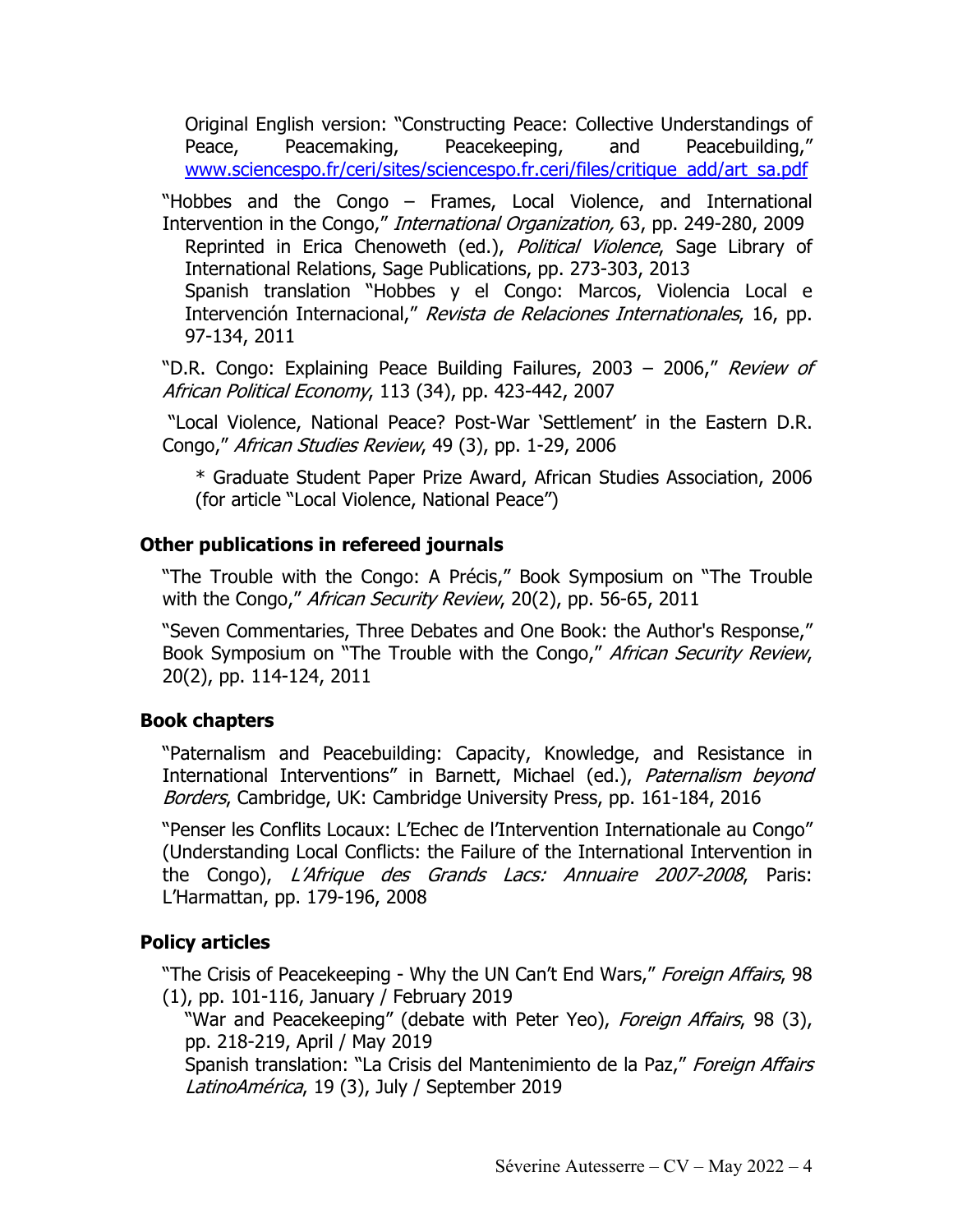Original English version: "Constructing Peace: Collective Understandings of Peace, Peacemaking, Peacekeeping, and Peacebuilding," www.sciencespo.fr/ceri/sites/sciencespo.fr.ceri/files/critique_add/art_sa.pdf

"Hobbes and the Congo – Frames, Local Violence, and International Intervention in the Congo," *International Organization,* 63, pp. 249-280, 2009

Reprinted in Erica Chenoweth (ed.), *Political Violence*, Sage Library of International Relations, Sage Publications, pp. 273-303, 2013

Spanish translation "Hobbes y el Congo: Marcos, Violencia Local e Intervención Internacional," *Revista de Relaciones Internationales*, 16, pp. 97-134, 2011

"D.R. Congo: Explaining Peace Building Failures, 2003 – 2006," *Review of African Political Economy*, 113 (34), pp. 423-442, 2007

"Local Violence, National Peace? Post-War 'Settlement' in the Eastern D.R. Congo," *African Studies Review*, 49 (3), pp. 1-29, 2006

\* Graduate Student Paper Prize Award, African Studies Association, 2006 (for article "Local Violence, National Peace")

### Other publications in refereed journals

"The Trouble with the Congo: A Précis," Book Symposium on "The Trouble with the Congo," *African Security Review*, 20(2), pp. 56-65, 2011

"Seven Commentaries, Three Debates and One Book: the Author's Response," Book Symposium on "The Trouble with the Congo," *African Security Review*, 20(2), pp. 114-124, 2011

### Book chapters

"Paternalism and Peacebuilding: Capacity, Knowledge, and Resistance in International Interventions" in Barnett, Michael (ed.), *Paternalism beyond Borders*, Cambridge, UK: Cambridge University Press, pp. 161-184, 2016

"Penser les Conflits Locaux: L'Echec de l'Intervention Internationale au Congo" (Understanding Local Conflicts: the Failure of the International Intervention in the Congo), *L'Afrique des Grands Lacs: Annuaire 2007-2008*, Paris: L'Harmattan, pp. 179-196, 2008

### Policy articles

"The Crisis of Peacekeeping - Why the UN Can't End Wars," *Foreign Affairs*, 98 (1), pp. 101-116, January / February 2019

"War and Peacekeeping" (debate with Peter Yeo), *Foreign Affairs*, 98 (3), pp. 218-219, April / May 2019

Spanish translation: "La Crisis del Mantenimiento de la Paz," *Foreign Affairs LatinoAmérica*, 19 (3), July / September 2019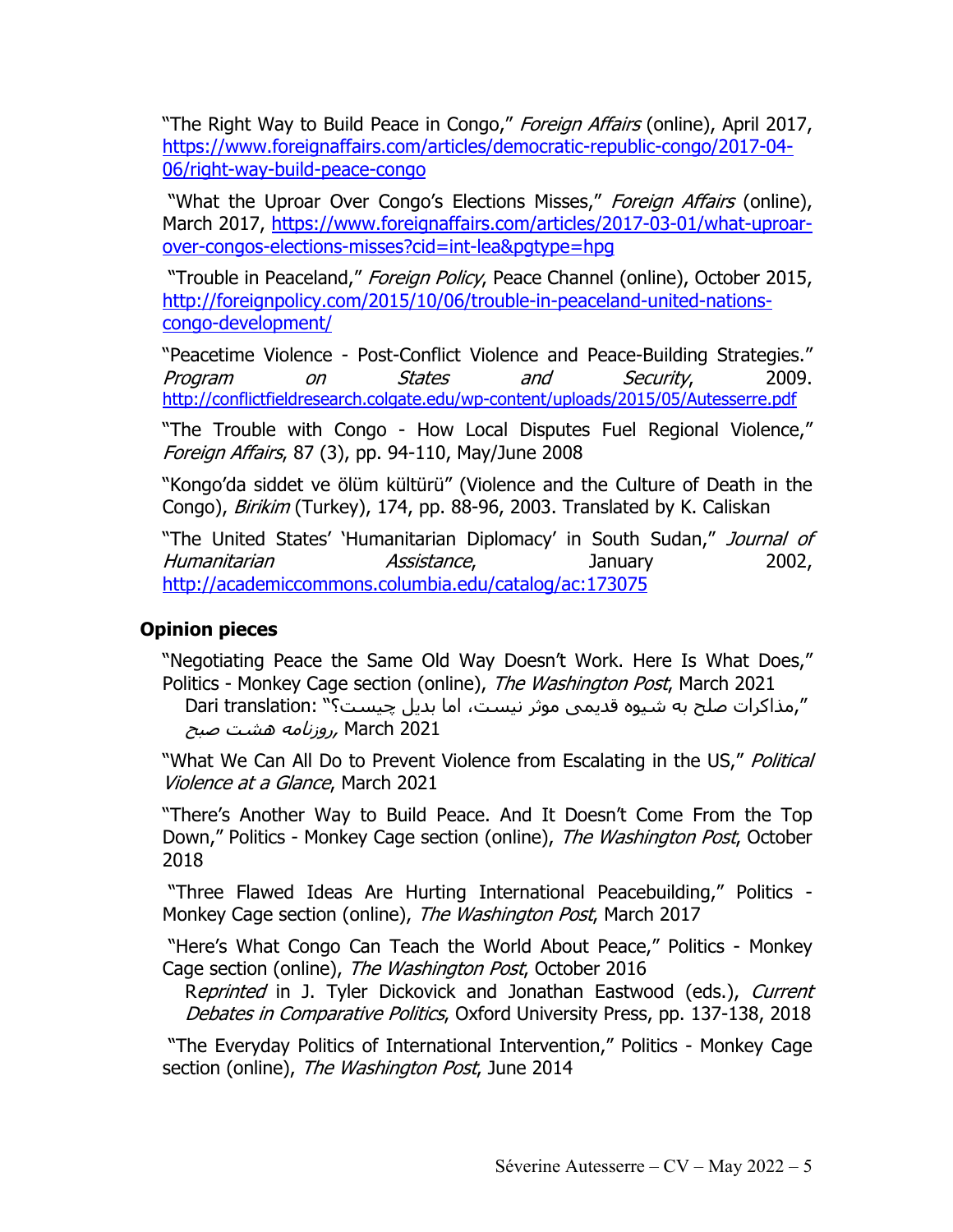"The Right Way to Build Peace in Congo," *Foreign Affairs* (online), April 2017, https://www.foreignaffairs.com/articles/democratic-republic-congo/2017-04-06/right-way-build-peace-congo

"What the Uproar Over Congo's Elections Misses," *Foreign Affairs* (online), March 2017, https://www.foreignaffairs.com/articles/2017-03-01/what-uproar-over-congos-elections-misses?cid=int-lea&pgtype=hpg

"Trouble in Peaceland," *Foreign Policy*, Peace Channel (online), October 2015, http://foreignpolicy.com/2015/10/06/trouble-in-peaceland-united-nations-congo-development/

"Peacetime Violence - Post-Conflict Violence and Peace-Building Strategies." *Program on States and Security*, 2009. http://conflictfieldresearch.colgate.edu/wp-content/uploads/2015/05/Autesserre.pdf

"The Trouble with Congo - How Local Disputes Fuel Regional Violence," *Foreign Affairs*, 87 (3), pp. 94-110, May/June 2008

"Kongo'da siddet ve ölüm kültürü" (Violence and the Culture of Death in the Congo), *Birikim* (Turkey), 174, pp. 88-96, 2003. Translated by K. Caliskan

"The United States' 'Humanitarian Diplomacy' in South Sudan," *Journal of Humanitarian Assistance*, January 2002, http://academiccommons.columbia.edu/catalog/ac:173075

## Opinion pieces

"Negotiating Peace the Same Old Way Doesn't Work. Here Is What Does," Politics - Monkey Cage section (online), *The Washington Post*, March 2021

Dari translation: "مذاکرات صلح به شیوه قدیمی موثر نیست، اما بدیل چیست؟", *روزنامه هشت صبح*, March 2021

"What We Can All Do to Prevent Violence from Escalating in the US," *Political Violence at a Glance*, March 2021

"There's Another Way to Build Peace. And It Doesn't Come From the Top Down," Politics - Monkey Cage section (online), *The Washington Post*, October 2018

"Three Flawed Ideas Are Hurting International Peacebuilding," Politics - Monkey Cage section (online), *The Washington Post*, March 2017

"Here's What Congo Can Teach the World About Peace," Politics - Monkey Cage section (online), *The Washington Post*, October 2016

R*eprinted* in J. Tyler Dickovick and Jonathan Eastwood (eds.), *Current Debates in Comparative Politics*, Oxford University Press, pp. 137-138, 2018

"The Everyday Politics of International Intervention," Politics - Monkey Cage section (online), *The Washington Post*, June 2014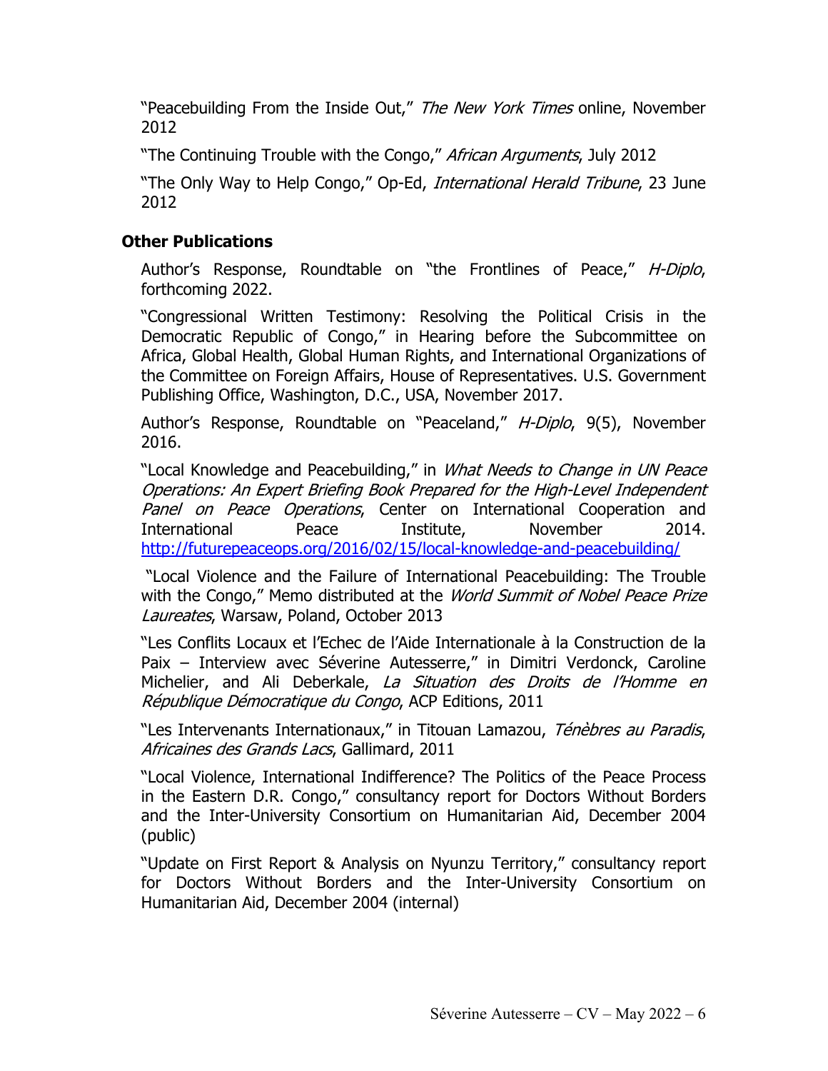"Peacebuilding From the Inside Out," *The New York Times* online, November 2012

"The Continuing Trouble with the Congo," *African Arguments*, July 2012

"The Only Way to Help Congo," Op-Ed, *International Herald Tribune*, 23 June 2012

### Other Publications

Author's Response, Roundtable on "the Frontlines of Peace," *H-Diplo*, forthcoming 2022.

"Congressional Written Testimony: Resolving the Political Crisis in the Democratic Republic of Congo," in Hearing before the Subcommittee on Africa, Global Health, Global Human Rights, and International Organizations of the Committee on Foreign Affairs, House of Representatives. U.S. Government Publishing Office, Washington, D.C., USA, November 2017.

Author's Response, Roundtable on "Peaceland," *H-Diplo*, 9(5), November 2016.

"Local Knowledge and Peacebuilding," in *What Needs to Change in UN Peace Operations: An Expert Briefing Book Prepared for the High-Level Independent Panel on Peace Operations*, Center on International Cooperation and International Peace Institute, November 2014. http://futurepeaceops.org/2016/02/15/local-knowledge-and-peacebuilding/

"Local Violence and the Failure of International Peacebuilding: The Trouble with the Congo," Memo distributed at the *World Summit of Nobel Peace Prize Laureates*, Warsaw, Poland, October 2013

"Les Conflits Locaux et l'Echec de l'Aide Internationale à la Construction de la Paix – Interview avec Séverine Autesserre," in Dimitri Verdonck, Caroline Michelier, and Ali Deberkale, *La Situation des Droits de l'Homme en République Démocratique du Congo*, ACP Editions, 2011

"Les Intervenants Internationaux," in Titouan Lamazou, *Ténèbres au Paradis, Africaines des Grands Lacs*, Gallimard, 2011

"Local Violence, International Indifference? The Politics of the Peace Process in the Eastern D.R. Congo," consultancy report for Doctors Without Borders and the Inter-University Consortium on Humanitarian Aid, December 2004 (public)

"Update on First Report & Analysis on Nyunzu Territory," consultancy report for Doctors Without Borders and the Inter-University Consortium on Humanitarian Aid, December 2004 (internal)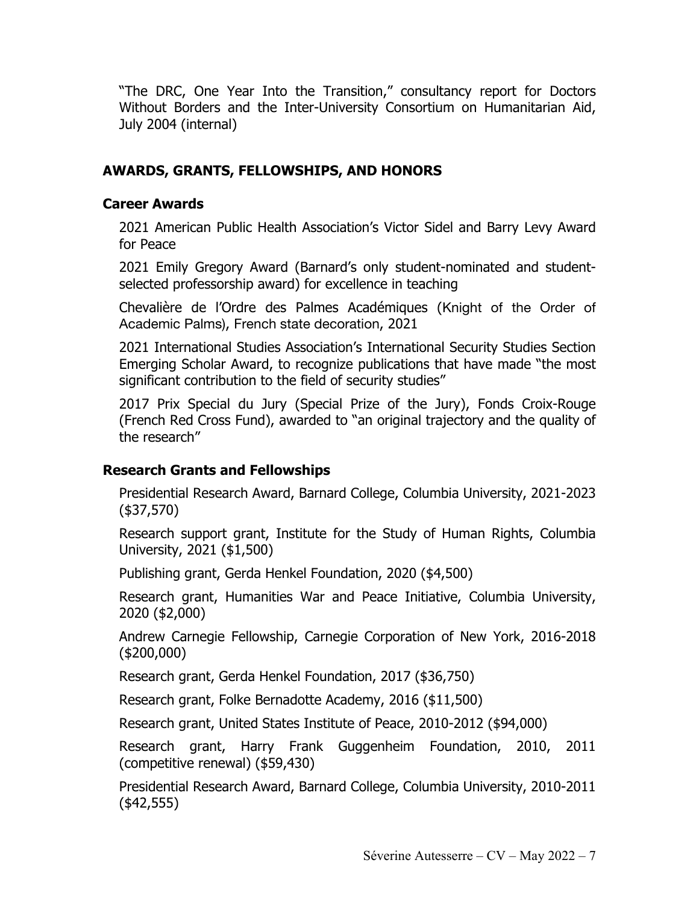"The DRC, One Year Into the Transition," consultancy report for Doctors Without Borders and the Inter-University Consortium on Humanitarian Aid, July 2004 (internal)

## AWARDS, GRANTS, FELLOWSHIPS, AND HONORS

### Career Awards

2021 American Public Health Association's Victor Sidel and Barry Levy Award for Peace

2021 Emily Gregory Award (Barnard's only student-nominated and student-selected professorship award) for excellence in teaching

Chevalière de l'Ordre des Palmes Académiques (Knight of the Order of Academic Palms), French state decoration, 2021

2021 International Studies Association's International Security Studies Section Emerging Scholar Award, to recognize publications that have made "the most significant contribution to the field of security studies"

2017 Prix Special du Jury (Special Prize of the Jury), Fonds Croix-Rouge (French Red Cross Fund), awarded to "an original trajectory and the quality of the research"

### Research Grants and Fellowships

Presidential Research Award, Barnard College, Columbia University, 2021-2023 ($37,570)

Research support grant, Institute for the Study of Human Rights, Columbia University, 2021 ($1,500)

Publishing grant, Gerda Henkel Foundation, 2020 ($4,500)

Research grant, Humanities War and Peace Initiative, Columbia University, 2020 ($2,000)

Andrew Carnegie Fellowship, Carnegie Corporation of New York, 2016-2018 ($200,000)

Research grant, Gerda Henkel Foundation, 2017 ($36,750)

Research grant, Folke Bernadotte Academy, 2016 ($11,500)

Research grant, United States Institute of Peace, 2010-2012 ($94,000)

Research grant, Harry Frank Guggenheim Foundation, 2010, 2011 (competitive renewal) ($59,430)

Presidential Research Award, Barnard College, Columbia University, 2010-2011 ($42,555)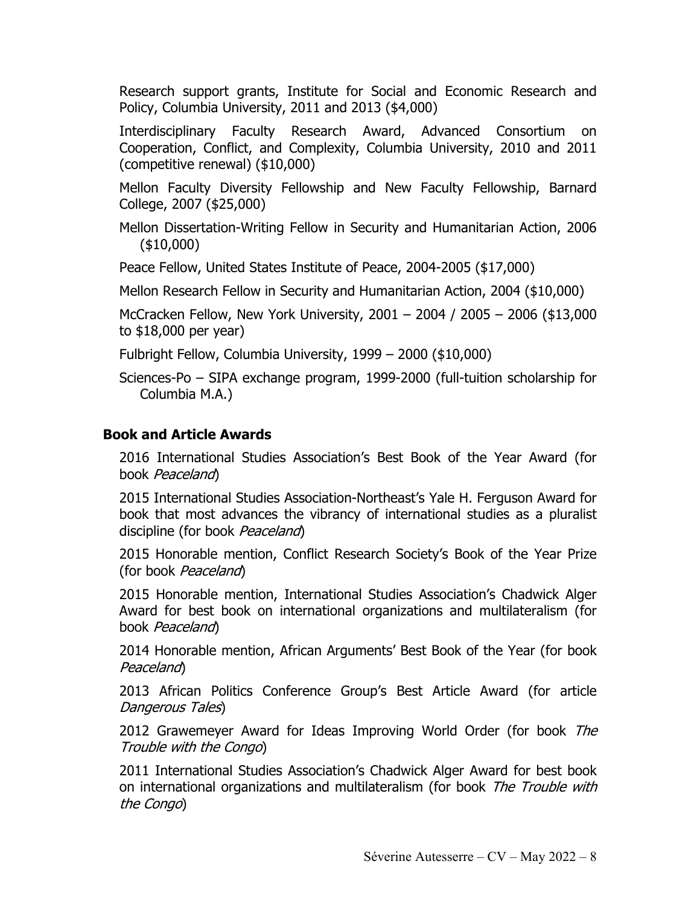Research support grants, Institute for Social and Economic Research and Policy, Columbia University, 2011 and 2013 ($4,000)

Interdisciplinary Faculty Research Award, Advanced Consortium on Cooperation, Conflict, and Complexity, Columbia University, 2010 and 2011 (competitive renewal) ($10,000)

Mellon Faculty Diversity Fellowship and New Faculty Fellowship, Barnard College, 2007 ($25,000)

Mellon Dissertation-Writing Fellow in Security and Humanitarian Action, 2006 ($10,000)

Peace Fellow, United States Institute of Peace, 2004-2005 ($17,000)

Mellon Research Fellow in Security and Humanitarian Action, 2004 ($10,000)

McCracken Fellow, New York University, 2001 – 2004 / 2005 – 2006 ($13,000 to $18,000 per year)

Fulbright Fellow, Columbia University, 1999 – 2000 ($10,000)

Sciences-Po – SIPA exchange program, 1999-2000 (full-tuition scholarship for Columbia M.A.)

### Book and Article Awards

2016 International Studies Association's Best Book of the Year Award (for book *Peaceland*)

2015 International Studies Association-Northeast's Yale H. Ferguson Award for book that most advances the vibrancy of international studies as a pluralist discipline (for book *Peaceland*)

2015 Honorable mention, Conflict Research Society's Book of the Year Prize (for book *Peaceland*)

2015 Honorable mention, International Studies Association's Chadwick Alger Award for best book on international organizations and multilateralism (for book *Peaceland*)

2014 Honorable mention, African Arguments' Best Book of the Year (for book *Peaceland*)

2013 African Politics Conference Group's Best Article Award (for article *Dangerous Tales*)

2012 Grawemeyer Award for Ideas Improving World Order (for book *The Trouble with the Congo*)

2011 International Studies Association's Chadwick Alger Award for best book on international organizations and multilateralism (for book *The Trouble with the Congo*)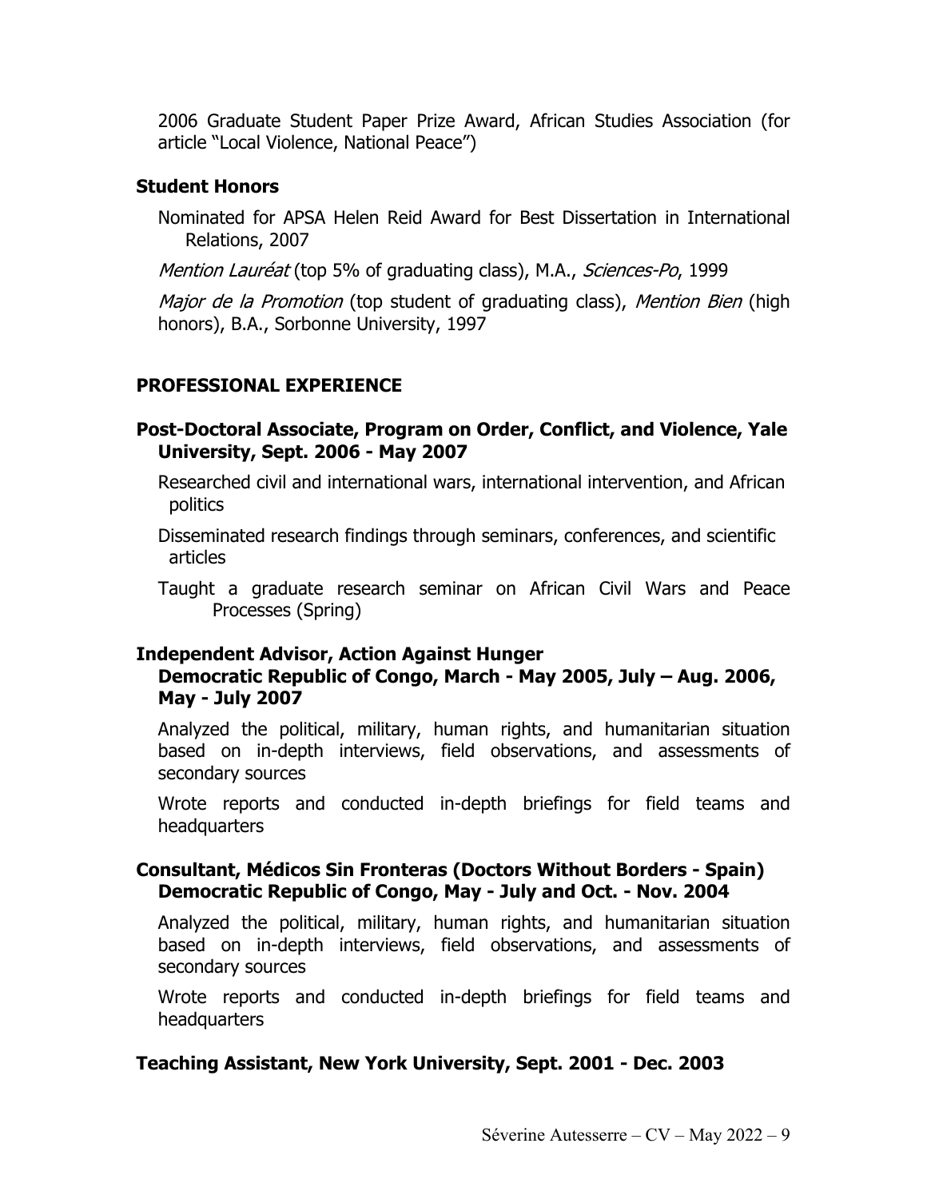2006 Graduate Student Paper Prize Award, African Studies Association (for article "Local Violence, National Peace")

### Student Honors

Nominated for APSA Helen Reid Award for Best Dissertation in International Relations, 2007

*Mention Lauréat* (top 5% of graduating class), M.A., *Sciences-Po*, 1999

*Major de la Promotion* (top student of graduating class), *Mention Bien* (high honors), B.A., Sorbonne University, 1997

## PROFESSIONAL EXPERIENCE

### Post-Doctoral Associate, Program on Order, Conflict, and Violence, Yale University, Sept. 2006 - May 2007

Researched civil and international wars, international intervention, and African politics

Disseminated research findings through seminars, conferences, and scientific articles

Taught a graduate research seminar on African Civil Wars and Peace Processes (Spring)

### Independent Advisor, Action Against Hunger
**Democratic Republic of Congo, March - May 2005, July – Aug. 2006, May - July 2007**

Analyzed the political, military, human rights, and humanitarian situation based on in-depth interviews, field observations, and assessments of secondary sources

Wrote reports and conducted in-depth briefings for field teams and headquarters

### Consultant, Médicos Sin Fronteras (Doctors Without Borders - Spain)
**Democratic Republic of Congo, May - July and Oct. - Nov. 2004**

Analyzed the political, military, human rights, and humanitarian situation based on in-depth interviews, field observations, and assessments of secondary sources

Wrote reports and conducted in-depth briefings for field teams and headquarters

### Teaching Assistant, New York University, Sept. 2001 - Dec. 2003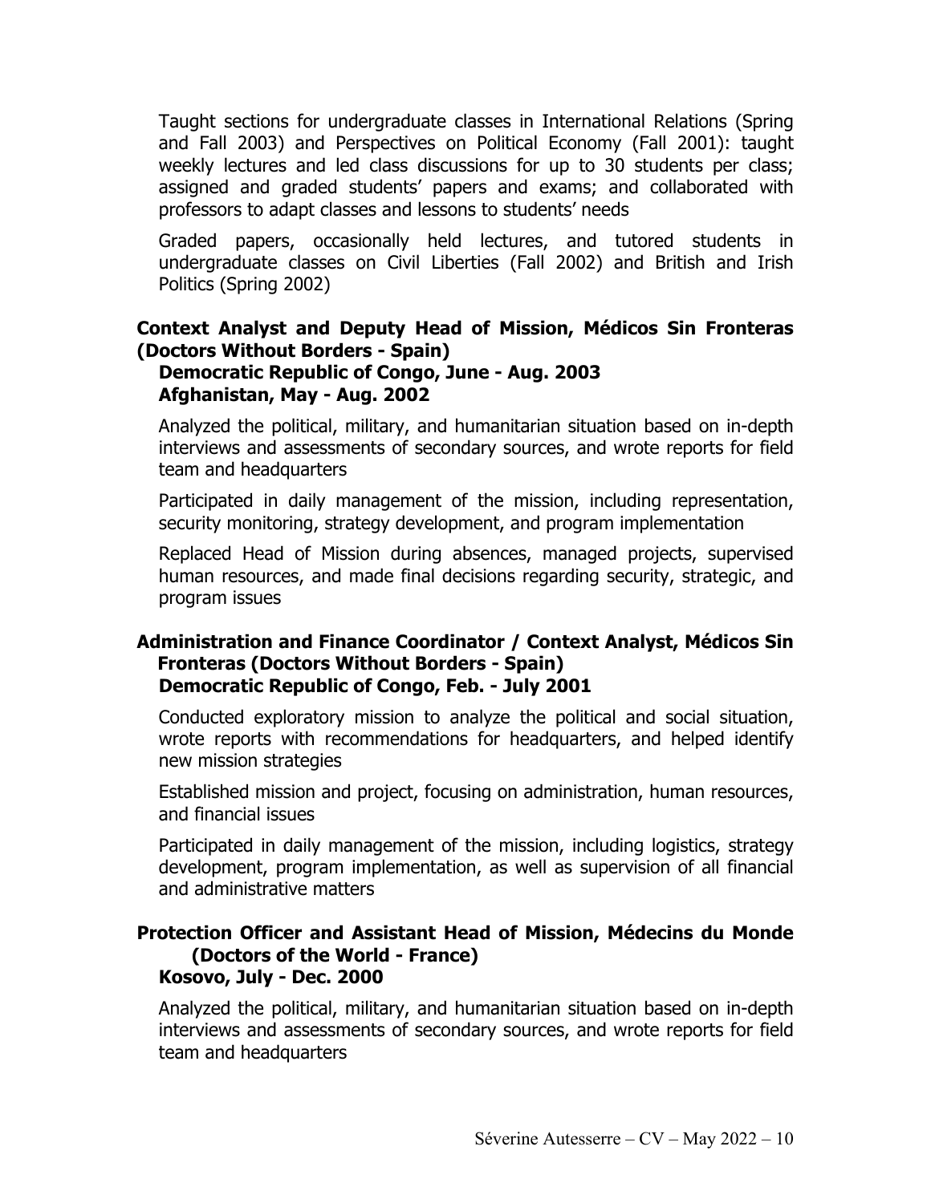Taught sections for undergraduate classes in International Relations (Spring and Fall 2003) and Perspectives on Political Economy (Fall 2001): taught weekly lectures and led class discussions for up to 30 students per class; assigned and graded students' papers and exams; and collaborated with professors to adapt classes and lessons to students' needs

Graded papers, occasionally held lectures, and tutored students in undergraduate classes on Civil Liberties (Fall 2002) and British and Irish Politics (Spring 2002)

**Context Analyst and Deputy Head of Mission, Médicos Sin Fronteras (Doctors Without Borders - Spain)**
**Democratic Republic of Congo, June - Aug. 2003**
**Afghanistan, May - Aug. 2002**

Analyzed the political, military, and humanitarian situation based on in-depth interviews and assessments of secondary sources, and wrote reports for field team and headquarters

Participated in daily management of the mission, including representation, security monitoring, strategy development, and program implementation

Replaced Head of Mission during absences, managed projects, supervised human resources, and made final decisions regarding security, strategic, and program issues

**Administration and Finance Coordinator / Context Analyst, Médicos Sin Fronteras (Doctors Without Borders - Spain)**
**Democratic Republic of Congo, Feb. - July 2001**

Conducted exploratory mission to analyze the political and social situation, wrote reports with recommendations for headquarters, and helped identify new mission strategies

Established mission and project, focusing on administration, human resources, and financial issues

Participated in daily management of the mission, including logistics, strategy development, program implementation, as well as supervision of all financial and administrative matters

**Protection Officer and Assistant Head of Mission, Médecins du Monde (Doctors of the World - France)**
**Kosovo, July - Dec. 2000**

Analyzed the political, military, and humanitarian situation based on in-depth interviews and assessments of secondary sources, and wrote reports for field team and headquarters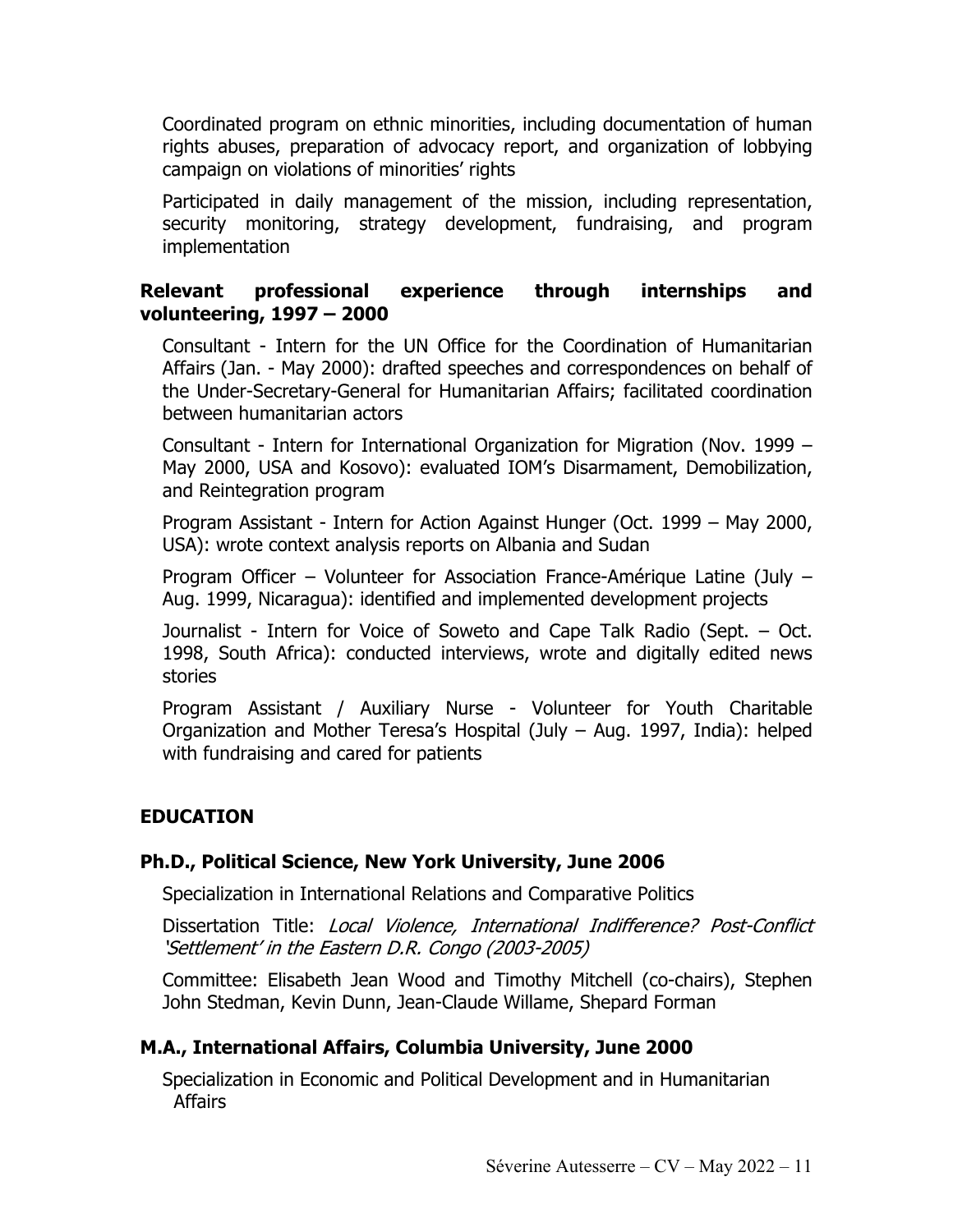Coordinated program on ethnic minorities, including documentation of human rights abuses, preparation of advocacy report, and organization of lobbying campaign on violations of minorities' rights

Participated in daily management of the mission, including representation, security monitoring, strategy development, fundraising, and program implementation

### Relevant professional experience through internships and volunteering, 1997 – 2000

Consultant - Intern for the UN Office for the Coordination of Humanitarian Affairs (Jan. - May 2000): drafted speeches and correspondences on behalf of the Under-Secretary-General for Humanitarian Affairs; facilitated coordination between humanitarian actors

Consultant - Intern for International Organization for Migration (Nov. 1999 – May 2000, USA and Kosovo): evaluated IOM's Disarmament, Demobilization, and Reintegration program

Program Assistant - Intern for Action Against Hunger (Oct. 1999 – May 2000, USA): wrote context analysis reports on Albania and Sudan

Program Officer – Volunteer for Association France-Amérique Latine (July – Aug. 1999, Nicaragua): identified and implemented development projects

Journalist - Intern for Voice of Soweto and Cape Talk Radio (Sept. – Oct. 1998, South Africa): conducted interviews, wrote and digitally edited news stories

Program Assistant / Auxiliary Nurse - Volunteer for Youth Charitable Organization and Mother Teresa's Hospital (July – Aug. 1997, India): helped with fundraising and cared for patients

## EDUCATION

### Ph.D., Political Science, New York University, June 2006

Specialization in International Relations and Comparative Politics

Dissertation Title: *Local Violence, International Indifference? Post-Conflict 'Settlement' in the Eastern D.R. Congo (2003-2005)*

Committee: Elisabeth Jean Wood and Timothy Mitchell (co-chairs), Stephen John Stedman, Kevin Dunn, Jean-Claude Willame, Shepard Forman

### M.A., International Affairs, Columbia University, June 2000

Specialization in Economic and Political Development and in Humanitarian Affairs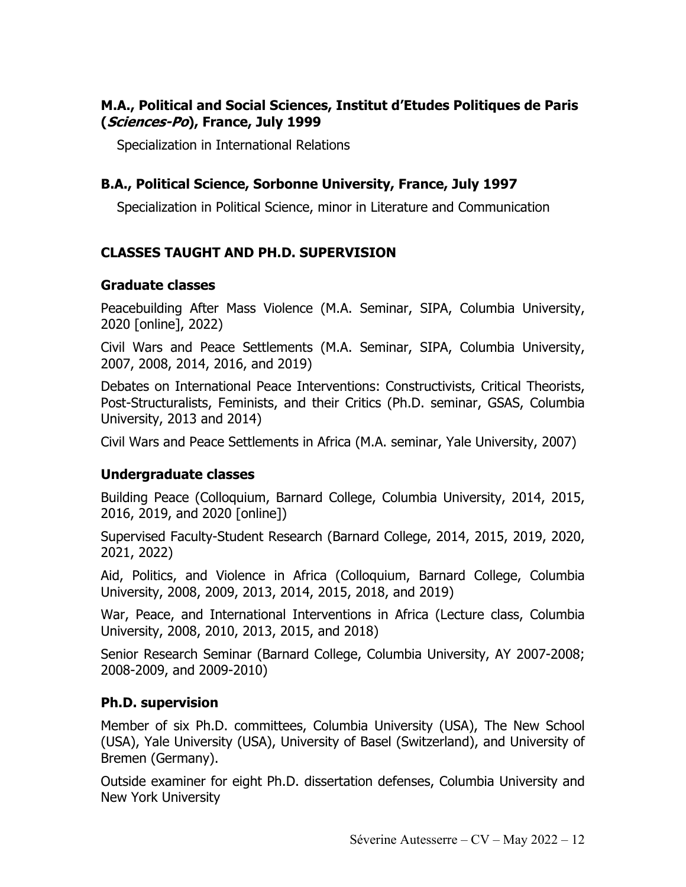### M.A., Political and Social Sciences, Institut d'Etudes Politiques de Paris (*Sciences-Po*), France, July 1999

Specialization in International Relations

### B.A., Political Science, Sorbonne University, France, July 1997

Specialization in Political Science, minor in Literature and Communication

## CLASSES TAUGHT AND PH.D. SUPERVISION

### Graduate classes

Peacebuilding After Mass Violence (M.A. Seminar, SIPA, Columbia University, 2020 [online], 2022)

Civil Wars and Peace Settlements (M.A. Seminar, SIPA, Columbia University, 2007, 2008, 2014, 2016, and 2019)

Debates on International Peace Interventions: Constructivists, Critical Theorists, Post-Structuralists, Feminists, and their Critics (Ph.D. seminar, GSAS, Columbia University, 2013 and 2014)

Civil Wars and Peace Settlements in Africa (M.A. seminar, Yale University, 2007)

### Undergraduate classes

Building Peace (Colloquium, Barnard College, Columbia University, 2014, 2015, 2016, 2019, and 2020 [online])

Supervised Faculty-Student Research (Barnard College, 2014, 2015, 2019, 2020, 2021, 2022)

Aid, Politics, and Violence in Africa (Colloquium, Barnard College, Columbia University, 2008, 2009, 2013, 2014, 2015, 2018, and 2019)

War, Peace, and International Interventions in Africa (Lecture class, Columbia University, 2008, 2010, 2013, 2015, and 2018)

Senior Research Seminar (Barnard College, Columbia University, AY 2007-2008; 2008-2009, and 2009-2010)

### Ph.D. supervision

Member of six Ph.D. committees, Columbia University (USA), The New School (USA), Yale University (USA), University of Basel (Switzerland), and University of Bremen (Germany).

Outside examiner for eight Ph.D. dissertation defenses, Columbia University and New York University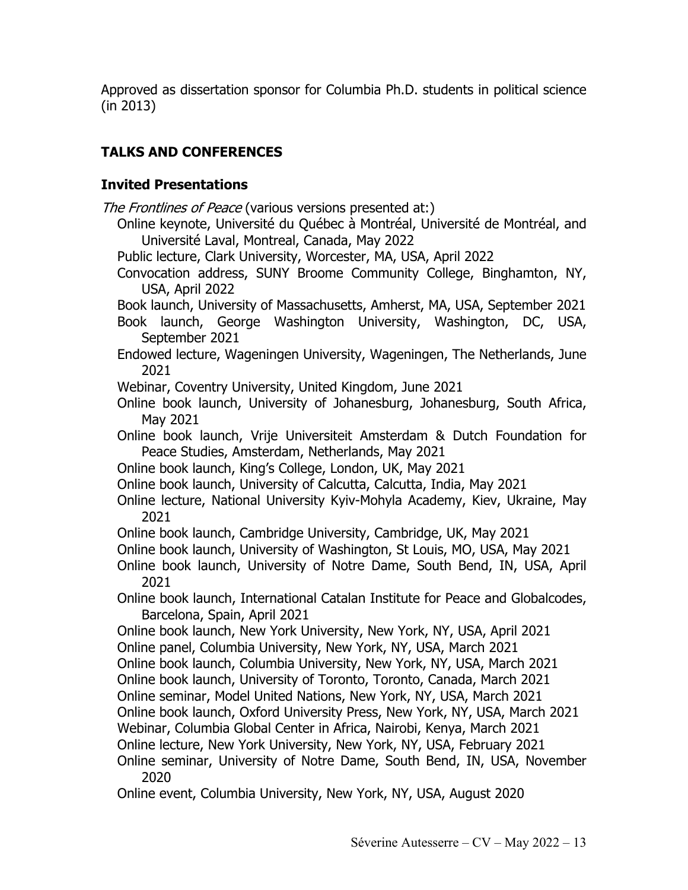Approved as dissertation sponsor for Columbia Ph.D. students in political science (in 2013)

## TALKS AND CONFERENCES

### Invited Presentations

*The Frontlines of Peace* (various versions presented at:)

- Online keynote, Université du Québec à Montréal, Université de Montréal, and Université Laval, Montreal, Canada, May 2022
- Public lecture, Clark University, Worcester, MA, USA, April 2022
- Convocation address, SUNY Broome Community College, Binghamton, NY, USA, April 2022
- Book launch, University of Massachusetts, Amherst, MA, USA, September 2021
- Book launch, George Washington University, Washington, DC, USA, September 2021
- Endowed lecture, Wageningen University, Wageningen, The Netherlands, June 2021
- Webinar, Coventry University, United Kingdom, June 2021
- Online book launch, University of Johanesburg, Johanesburg, South Africa, May 2021
- Online book launch, Vrije Universiteit Amsterdam & Dutch Foundation for Peace Studies, Amsterdam, Netherlands, May 2021
- Online book launch, King's College, London, UK, May 2021
- Online book launch, University of Calcutta, Calcutta, India, May 2021
- Online lecture, National University Kyiv-Mohyla Academy, Kiev, Ukraine, May 2021
- Online book launch, Cambridge University, Cambridge, UK, May 2021
- Online book launch, University of Washington, St Louis, MO, USA, May 2021
- Online book launch, University of Notre Dame, South Bend, IN, USA, April 2021
- Online book launch, International Catalan Institute for Peace and Globalcodes, Barcelona, Spain, April 2021
- Online book launch, New York University, New York, NY, USA, April 2021
- Online panel, Columbia University, New York, NY, USA, March 2021
- Online book launch, Columbia University, New York, NY, USA, March 2021
- Online book launch, University of Toronto, Toronto, Canada, March 2021
- Online seminar, Model United Nations, New York, NY, USA, March 2021
- Online book launch, Oxford University Press, New York, NY, USA, March 2021
- Webinar, Columbia Global Center in Africa, Nairobi, Kenya, March 2021
- Online lecture, New York University, New York, NY, USA, February 2021
- Online seminar, University of Notre Dame, South Bend, IN, USA, November 2020
- Online event, Columbia University, New York, NY, USA, August 2020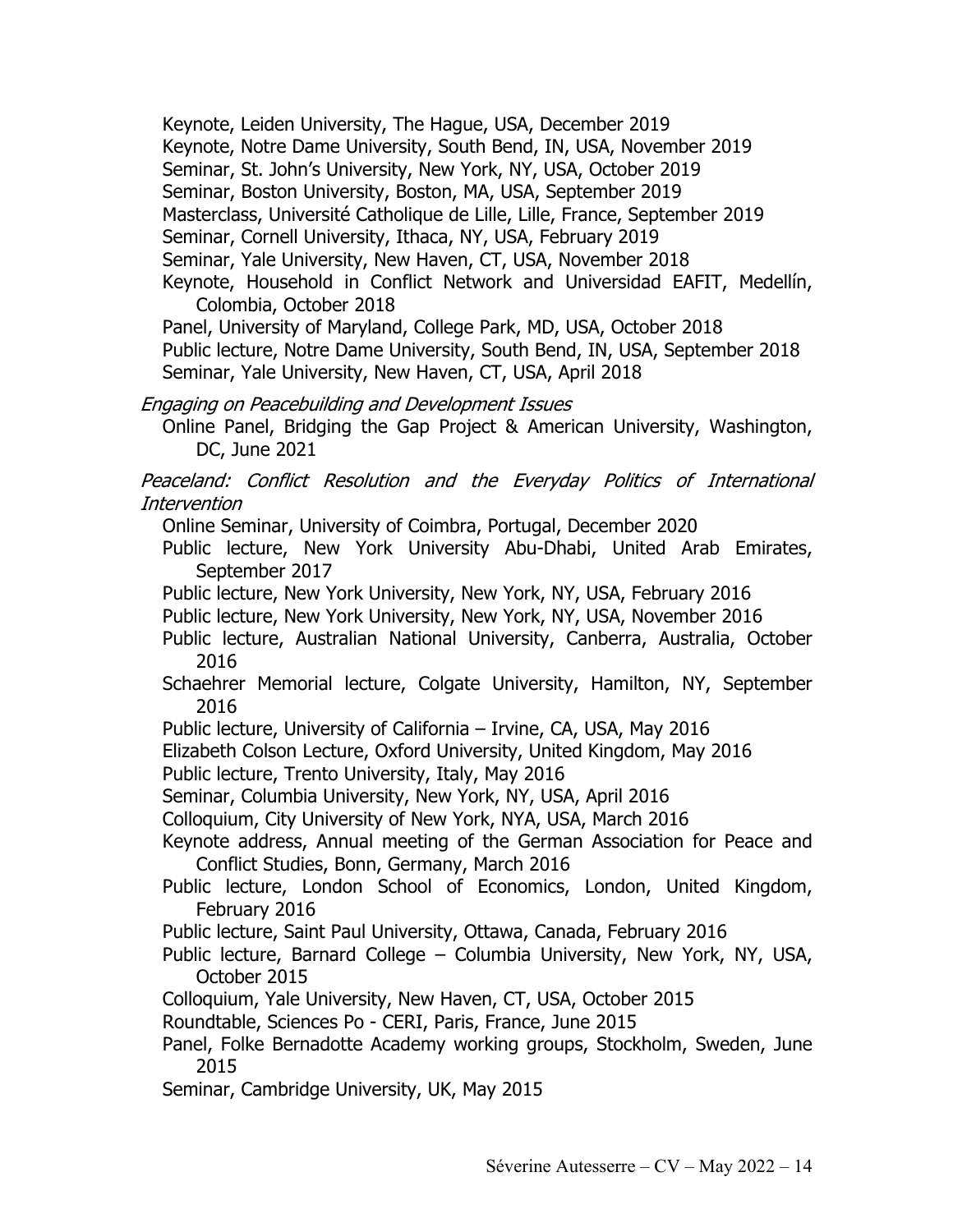Keynote, Leiden University, The Hague, USA, December 2019
Keynote, Notre Dame University, South Bend, IN, USA, November 2019
Seminar, St. John's University, New York, NY, USA, October 2019
Seminar, Boston University, Boston, MA, USA, September 2019
Masterclass, Université Catholique de Lille, Lille, France, September 2019
Seminar, Cornell University, Ithaca, NY, USA, February 2019
Seminar, Yale University, New Haven, CT, USA, November 2018
Keynote, Household in Conflict Network and Universidad EAFIT, Medellín, Colombia, October 2018
Panel, University of Maryland, College Park, MD, USA, October 2018
Public lecture, Notre Dame University, South Bend, IN, USA, September 2018
Seminar, Yale University, New Haven, CT, USA, April 2018

*Engaging on Peacebuilding and Development Issues*

Online Panel, Bridging the Gap Project & American University, Washington, DC, June 2021

*Peaceland: Conflict Resolution and the Everyday Politics of International Intervention*

Online Seminar, University of Coimbra, Portugal, December 2020
Public lecture, New York University Abu-Dhabi, United Arab Emirates, September 2017
Public lecture, New York University, New York, NY, USA, February 2016
Public lecture, New York University, New York, NY, USA, November 2016
Public lecture, Australian National University, Canberra, Australia, October 2016
Schaehrer Memorial lecture, Colgate University, Hamilton, NY, September 2016
Public lecture, University of California – Irvine, CA, USA, May 2016
Elizabeth Colson Lecture, Oxford University, United Kingdom, May 2016
Public lecture, Trento University, Italy, May 2016
Seminar, Columbia University, New York, NY, USA, April 2016
Colloquium, City University of New York, NYA, USA, March 2016
Keynote address, Annual meeting of the German Association for Peace and Conflict Studies, Bonn, Germany, March 2016
Public lecture, London School of Economics, London, United Kingdom, February 2016
Public lecture, Saint Paul University, Ottawa, Canada, February 2016
Public lecture, Barnard College – Columbia University, New York, NY, USA, October 2015
Colloquium, Yale University, New Haven, CT, USA, October 2015
Roundtable, Sciences Po - CERI, Paris, France, June 2015
Panel, Folke Bernadotte Academy working groups, Stockholm, Sweden, June 2015
Seminar, Cambridge University, UK, May 2015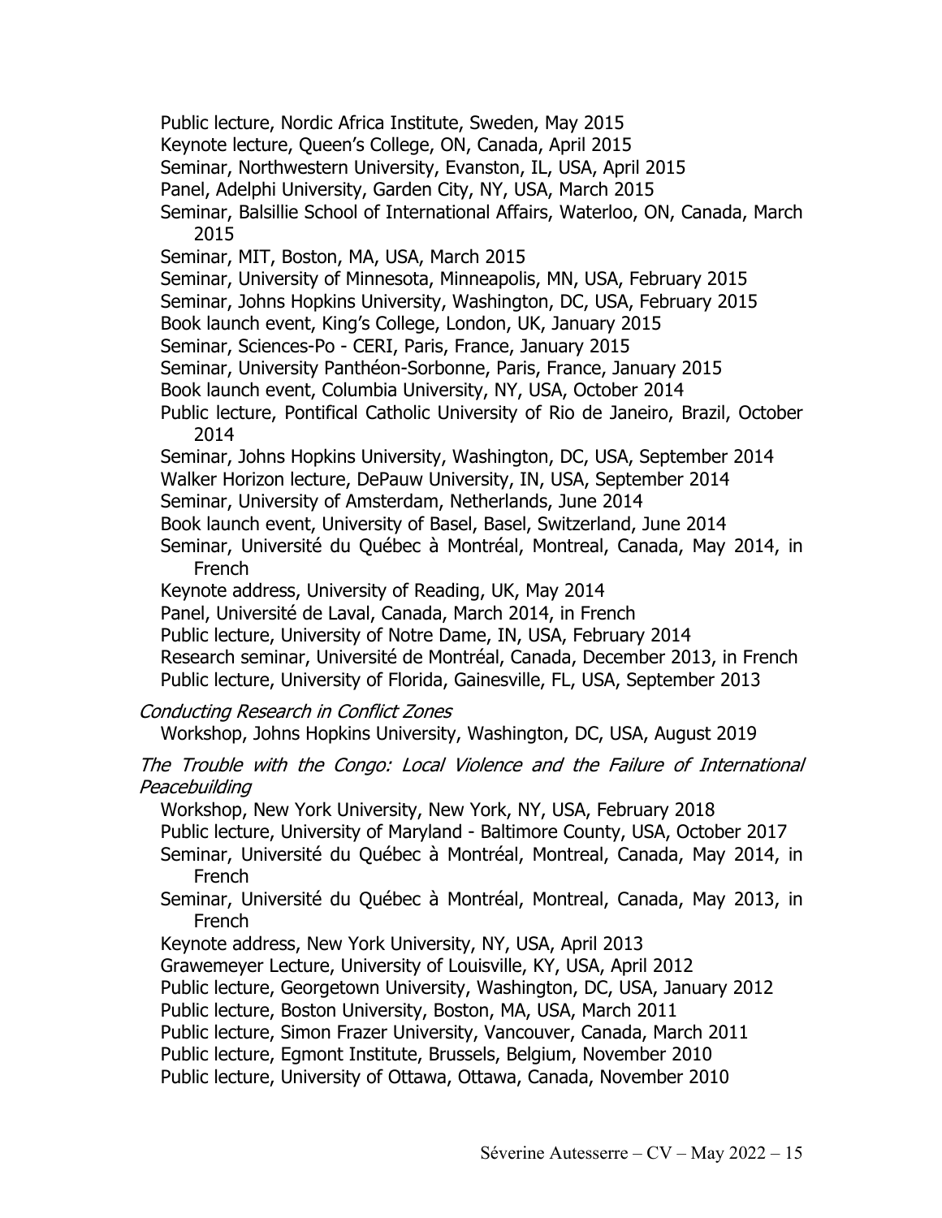Public lecture, Nordic Africa Institute, Sweden, May 2015
Keynote lecture, Queen's College, ON, Canada, April 2015
Seminar, Northwestern University, Evanston, IL, USA, April 2015
Panel, Adelphi University, Garden City, NY, USA, March 2015
Seminar, Balsillie School of International Affairs, Waterloo, ON, Canada, March 2015
Seminar, MIT, Boston, MA, USA, March 2015
Seminar, University of Minnesota, Minneapolis, MN, USA, February 2015
Seminar, Johns Hopkins University, Washington, DC, USA, February 2015
Book launch event, King's College, London, UK, January 2015
Seminar, Sciences-Po - CERI, Paris, France, January 2015
Seminar, University Panthéon-Sorbonne, Paris, France, January 2015
Book launch event, Columbia University, NY, USA, October 2014
Public lecture, Pontifical Catholic University of Rio de Janeiro, Brazil, October 2014
Seminar, Johns Hopkins University, Washington, DC, USA, September 2014
Walker Horizon lecture, DePauw University, IN, USA, September 2014
Seminar, University of Amsterdam, Netherlands, June 2014
Book launch event, University of Basel, Basel, Switzerland, June 2014
Seminar, Université du Québec à Montréal, Montreal, Canada, May 2014, in French
Keynote address, University of Reading, UK, May 2014
Panel, Université de Laval, Canada, March 2014, in French
Public lecture, University of Notre Dame, IN, USA, February 2014
Research seminar, Université de Montréal, Canada, December 2013, in French
Public lecture, University of Florida, Gainesville, FL, USA, September 2013

*Conducting Research in Conflict Zones*

Workshop, Johns Hopkins University, Washington, DC, USA, August 2019

*The Trouble with the Congo: Local Violence and the Failure of International Peacebuilding*

Workshop, New York University, New York, NY, USA, February 2018
Public lecture, University of Maryland - Baltimore County, USA, October 2017
Seminar, Université du Québec à Montréal, Montreal, Canada, May 2014, in French
Seminar, Université du Québec à Montréal, Montreal, Canada, May 2013, in French
Keynote address, New York University, NY, USA, April 2013
Grawemeyer Lecture, University of Louisville, KY, USA, April 2012
Public lecture, Georgetown University, Washington, DC, USA, January 2012
Public lecture, Boston University, Boston, MA, USA, March 2011
Public lecture, Simon Frazer University, Vancouver, Canada, March 2011
Public lecture, Egmont Institute, Brussels, Belgium, November 2010
Public lecture, University of Ottawa, Ottawa, Canada, November 2010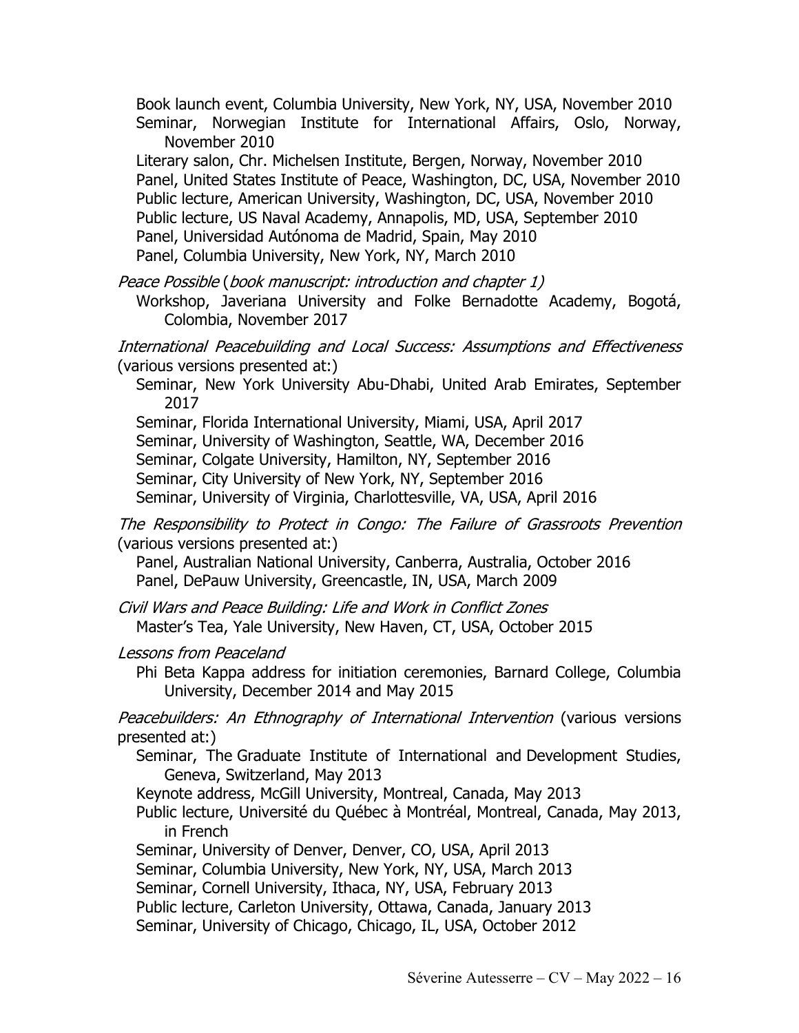Book launch event, Columbia University, New York, NY, USA, November 2010
Seminar, Norwegian Institute for International Affairs, Oslo, Norway, November 2010
Literary salon, Chr. Michelsen Institute, Bergen, Norway, November 2010
Panel, United States Institute of Peace, Washington, DC, USA, November 2010
Public lecture, American University, Washington, DC, USA, November 2010
Public lecture, US Naval Academy, Annapolis, MD, USA, September 2010
Panel, Universidad Autónoma de Madrid, Spain, May 2010
Panel, Columbia University, New York, NY, March 2010

*Peace Possible* (*book manuscript: introduction and chapter 1)*
Workshop, Javeriana University and Folke Bernadotte Academy, Bogotá, Colombia, November 2017

*International Peacebuilding and Local Success: Assumptions and Effectiveness* (various versions presented at:)
Seminar, New York University Abu-Dhabi, United Arab Emirates, September 2017
Seminar, Florida International University, Miami, USA, April 2017
Seminar, University of Washington, Seattle, WA, December 2016
Seminar, Colgate University, Hamilton, NY, September 2016
Seminar, City University of New York, NY, September 2016
Seminar, University of Virginia, Charlottesville, VA, USA, April 2016

*The Responsibility to Protect in Congo: The Failure of Grassroots Prevention* (various versions presented at:)
Panel, Australian National University, Canberra, Australia, October 2016
Panel, DePauw University, Greencastle, IN, USA, March 2009

*Civil Wars and Peace Building: Life and Work in Conflict Zones*
Master's Tea, Yale University, New Haven, CT, USA, October 2015

*Lessons from Peaceland*
Phi Beta Kappa address for initiation ceremonies, Barnard College, Columbia University, December 2014 and May 2015

*Peacebuilders: An Ethnography of International Intervention* (various versions presented at:)
Seminar, The Graduate Institute of International and Development Studies, Geneva, Switzerland, May 2013
Keynote address, McGill University, Montreal, Canada, May 2013
Public lecture, Université du Québec à Montréal, Montreal, Canada, May 2013, in French
Seminar, University of Denver, Denver, CO, USA, April 2013
Seminar, Columbia University, New York, NY, USA, March 2013
Seminar, Cornell University, Ithaca, NY, USA, February 2013
Public lecture, Carleton University, Ottawa, Canada, January 2013
Seminar, University of Chicago, Chicago, IL, USA, October 2012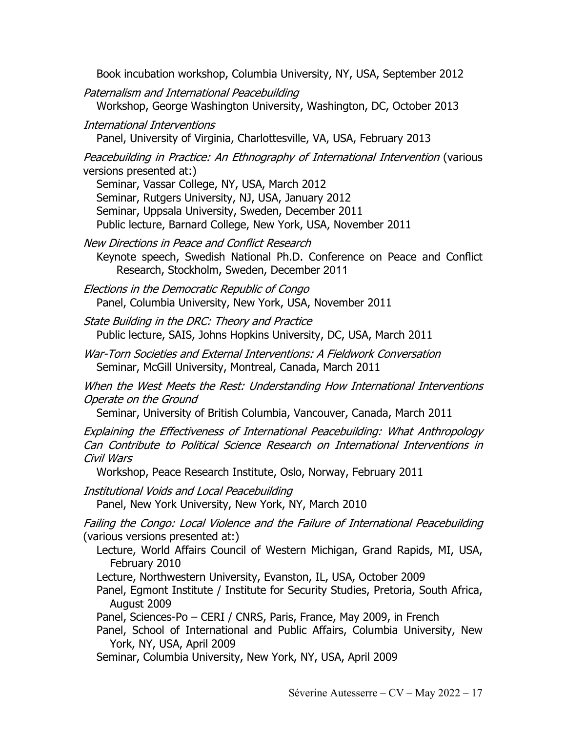Book incubation workshop, Columbia University, NY, USA, September 2012

*Paternalism and International Peacebuilding*
Workshop, George Washington University, Washington, DC, October 2013

*International Interventions*
Panel, University of Virginia, Charlottesville, VA, USA, February 2013

*Peacebuilding in Practice: An Ethnography of International Intervention* (various versions presented at:)
Seminar, Vassar College, NY, USA, March 2012
Seminar, Rutgers University, NJ, USA, January 2012
Seminar, Uppsala University, Sweden, December 2011
Public lecture, Barnard College, New York, USA, November 2011

*New Directions in Peace and Conflict Research*
Keynote speech, Swedish National Ph.D. Conference on Peace and Conflict Research, Stockholm, Sweden, December 2011

*Elections in the Democratic Republic of Congo*
Panel, Columbia University, New York, USA, November 2011

*State Building in the DRC: Theory and Practice*
Public lecture, SAIS, Johns Hopkins University, DC, USA, March 2011

*War-Torn Societies and External Interventions: A Fieldwork Conversation*
Seminar, McGill University, Montreal, Canada, March 2011

*When the West Meets the Rest: Understanding How International Interventions Operate on the Ground*
Seminar, University of British Columbia, Vancouver, Canada, March 2011

*Explaining the Effectiveness of International Peacebuilding: What Anthropology Can Contribute to Political Science Research on International Interventions in Civil Wars*
Workshop, Peace Research Institute, Oslo, Norway, February 2011

*Institutional Voids and Local Peacebuilding*
Panel, New York University, New York, NY, March 2010

*Failing the Congo: Local Violence and the Failure of International Peacebuilding* (various versions presented at:)
Lecture, World Affairs Council of Western Michigan, Grand Rapids, MI, USA, February 2010
Lecture, Northwestern University, Evanston, IL, USA, October 2009
Panel, Egmont Institute / Institute for Security Studies, Pretoria, South Africa, August 2009
Panel, Sciences-Po – CERI / CNRS, Paris, France, May 2009, in French
Panel, School of International and Public Affairs, Columbia University, New York, NY, USA, April 2009
Seminar, Columbia University, New York, NY, USA, April 2009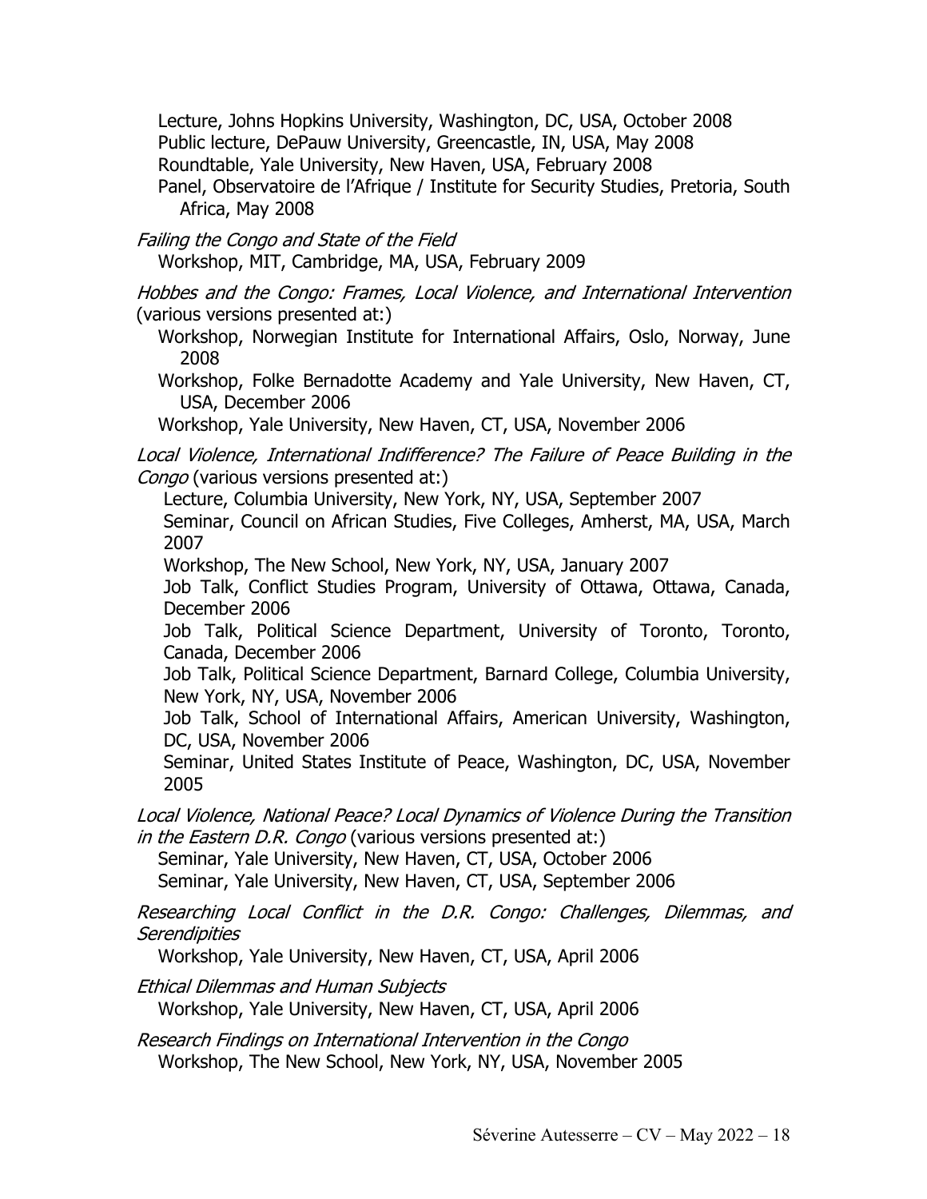Lecture, Johns Hopkins University, Washington, DC, USA, October 2008
Public lecture, DePauw University, Greencastle, IN, USA, May 2008
Roundtable, Yale University, New Haven, USA, February 2008
Panel, Observatoire de l'Afrique / Institute for Security Studies, Pretoria, South Africa, May 2008

*Failing the Congo and State of the Field*
Workshop, MIT, Cambridge, MA, USA, February 2009

*Hobbes and the Congo: Frames, Local Violence, and International Intervention* (various versions presented at:)
Workshop, Norwegian Institute for International Affairs, Oslo, Norway, June 2008
Workshop, Folke Bernadotte Academy and Yale University, New Haven, CT, USA, December 2006
Workshop, Yale University, New Haven, CT, USA, November 2006

*Local Violence, International Indifference? The Failure of Peace Building in the Congo* (various versions presented at:)
Lecture, Columbia University, New York, NY, USA, September 2007
Seminar, Council on African Studies, Five Colleges, Amherst, MA, USA, March 2007
Workshop, The New School, New York, NY, USA, January 2007
Job Talk, Conflict Studies Program, University of Ottawa, Ottawa, Canada, December 2006
Job Talk, Political Science Department, University of Toronto, Toronto, Canada, December 2006
Job Talk, Political Science Department, Barnard College, Columbia University, New York, NY, USA, November 2006
Job Talk, School of International Affairs, American University, Washington, DC, USA, November 2006
Seminar, United States Institute of Peace, Washington, DC, USA, November 2005

*Local Violence, National Peace? Local Dynamics of Violence During the Transition in the Eastern D.R. Congo* (various versions presented at:)
Seminar, Yale University, New Haven, CT, USA, October 2006
Seminar, Yale University, New Haven, CT, USA, September 2006

*Researching Local Conflict in the D.R. Congo: Challenges, Dilemmas, and Serendipities*
Workshop, Yale University, New Haven, CT, USA, April 2006

*Ethical Dilemmas and Human Subjects*
Workshop, Yale University, New Haven, CT, USA, April 2006

*Research Findings on International Intervention in the Congo*
Workshop, The New School, New York, NY, USA, November 2005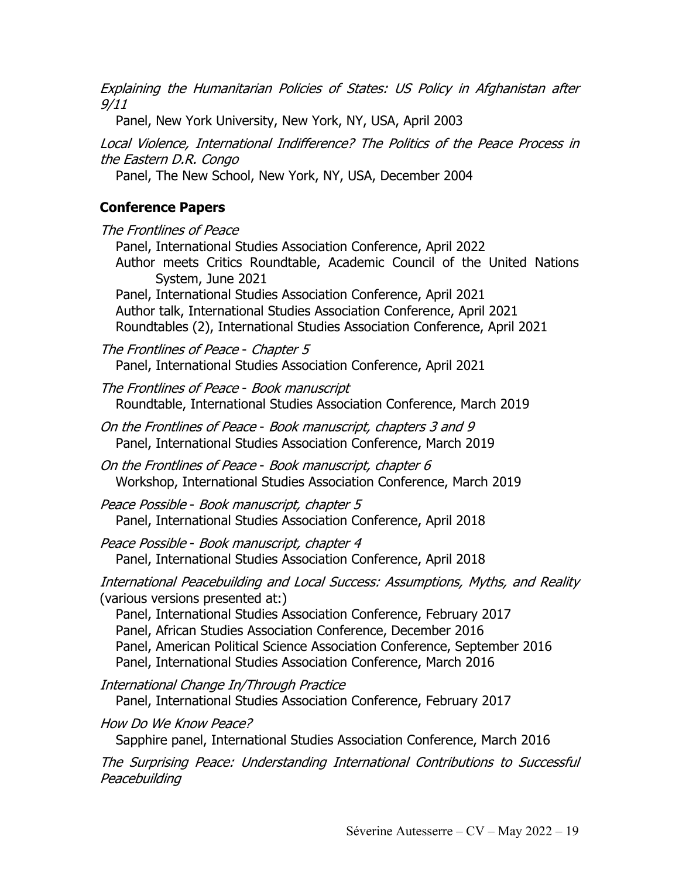*Explaining the Humanitarian Policies of States: US Policy in Afghanistan after 9/11*
Panel, New York University, New York, NY, USA, April 2003

*Local Violence, International Indifference? The Politics of the Peace Process in the Eastern D.R. Congo*
Panel, The New School, New York, NY, USA, December 2004

### Conference Papers

*The Frontlines of Peace*
Panel, International Studies Association Conference, April 2022
Author meets Critics Roundtable, Academic Council of the United Nations System, June 2021
Panel, International Studies Association Conference, April 2021
Author talk, International Studies Association Conference, April 2021
Roundtables (2), International Studies Association Conference, April 2021

*The Frontlines of Peace - Chapter 5*
Panel, International Studies Association Conference, April 2021

*The Frontlines of Peace - Book manuscript*
Roundtable, International Studies Association Conference, March 2019

*On the Frontlines of Peace - Book manuscript, chapters 3 and 9*
Panel, International Studies Association Conference, March 2019

*On the Frontlines of Peace - Book manuscript, chapter 6*
Workshop, International Studies Association Conference, March 2019

*Peace Possible - Book manuscript, chapter 5*
Panel, International Studies Association Conference, April 2018

*Peace Possible - Book manuscript, chapter 4*
Panel, International Studies Association Conference, April 2018

*International Peacebuilding and Local Success: Assumptions, Myths, and Reality* (various versions presented at:)
Panel, International Studies Association Conference, February 2017
Panel, African Studies Association Conference, December 2016
Panel, American Political Science Association Conference, September 2016
Panel, International Studies Association Conference, March 2016

*International Change In/Through Practice*
Panel, International Studies Association Conference, February 2017

*How Do We Know Peace?*
Sapphire panel, International Studies Association Conference, March 2016

*The Surprising Peace: Understanding International Contributions to Successful Peacebuilding*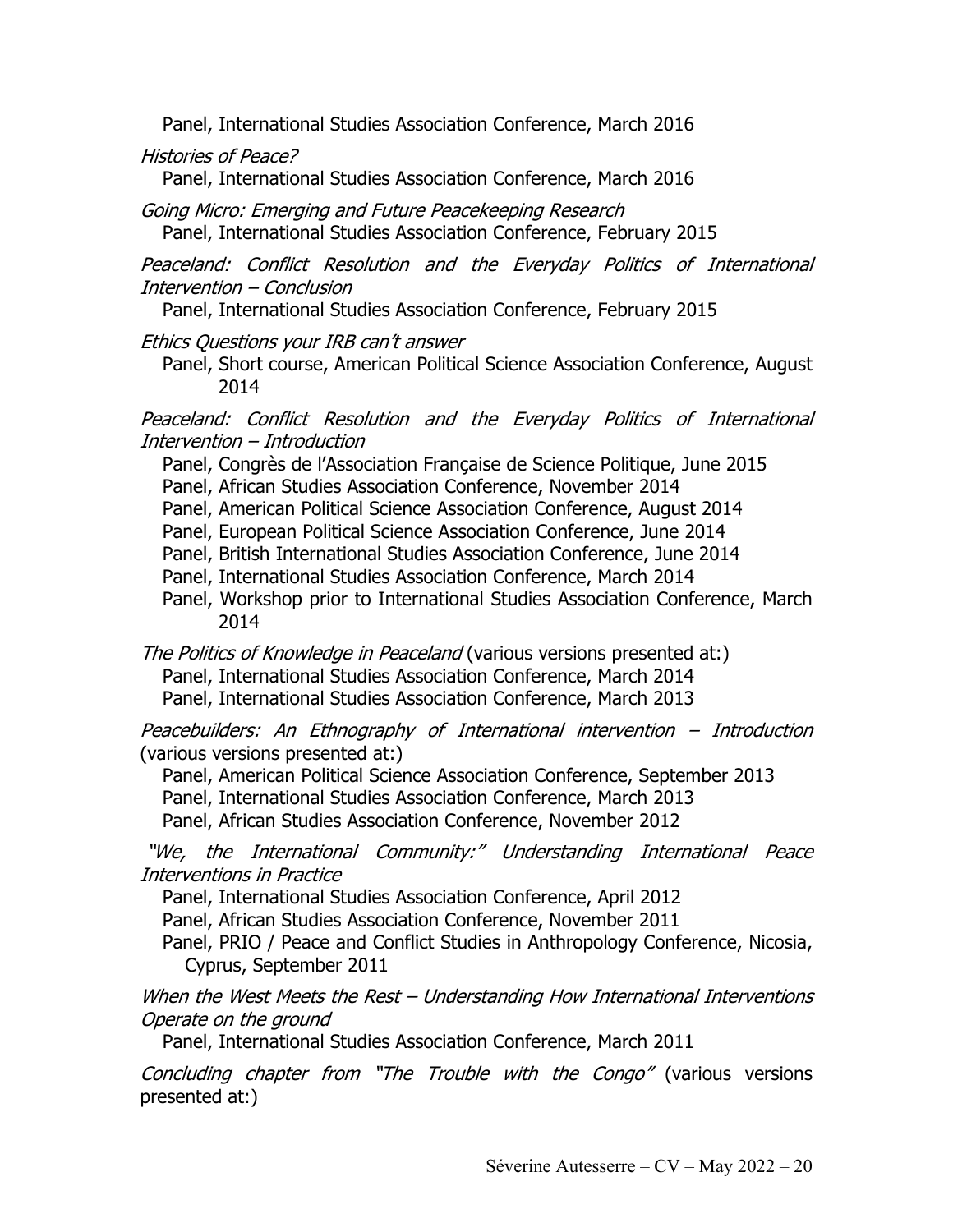Panel, International Studies Association Conference, March 2016

*Histories of Peace?*

Panel, International Studies Association Conference, March 2016

*Going Micro: Emerging and Future Peacekeeping Research*

Panel, International Studies Association Conference, February 2015

*Peaceland: Conflict Resolution and the Everyday Politics of International Intervention – Conclusion*

Panel, International Studies Association Conference, February 2015

*Ethics Questions your IRB can't answer*

Panel, Short course, American Political Science Association Conference, August 2014

*Peaceland: Conflict Resolution and the Everyday Politics of International Intervention – Introduction*

Panel, Congrès de l'Association Française de Science Politique, June 2015
Panel, African Studies Association Conference, November 2014
Panel, American Political Science Association Conference, August 2014
Panel, European Political Science Association Conference, June 2014
Panel, British International Studies Association Conference, June 2014
Panel, International Studies Association Conference, March 2014
Panel, Workshop prior to International Studies Association Conference, March 2014

*The Politics of Knowledge in Peaceland* (various versions presented at:)

Panel, International Studies Association Conference, March 2014
Panel, International Studies Association Conference, March 2013

*Peacebuilders: An Ethnography of International intervention – Introduction* (various versions presented at:)

Panel, American Political Science Association Conference, September 2013
Panel, International Studies Association Conference, March 2013
Panel, African Studies Association Conference, November 2012

*"We, the International Community:" Understanding International Peace Interventions in Practice*

Panel, International Studies Association Conference, April 2012
Panel, African Studies Association Conference, November 2011
Panel, PRIO / Peace and Conflict Studies in Anthropology Conference, Nicosia, Cyprus, September 2011

*When the West Meets the Rest – Understanding How International Interventions Operate on the ground*

Panel, International Studies Association Conference, March 2011

*Concluding chapter from "The Trouble with the Congo"* (various versions presented at:)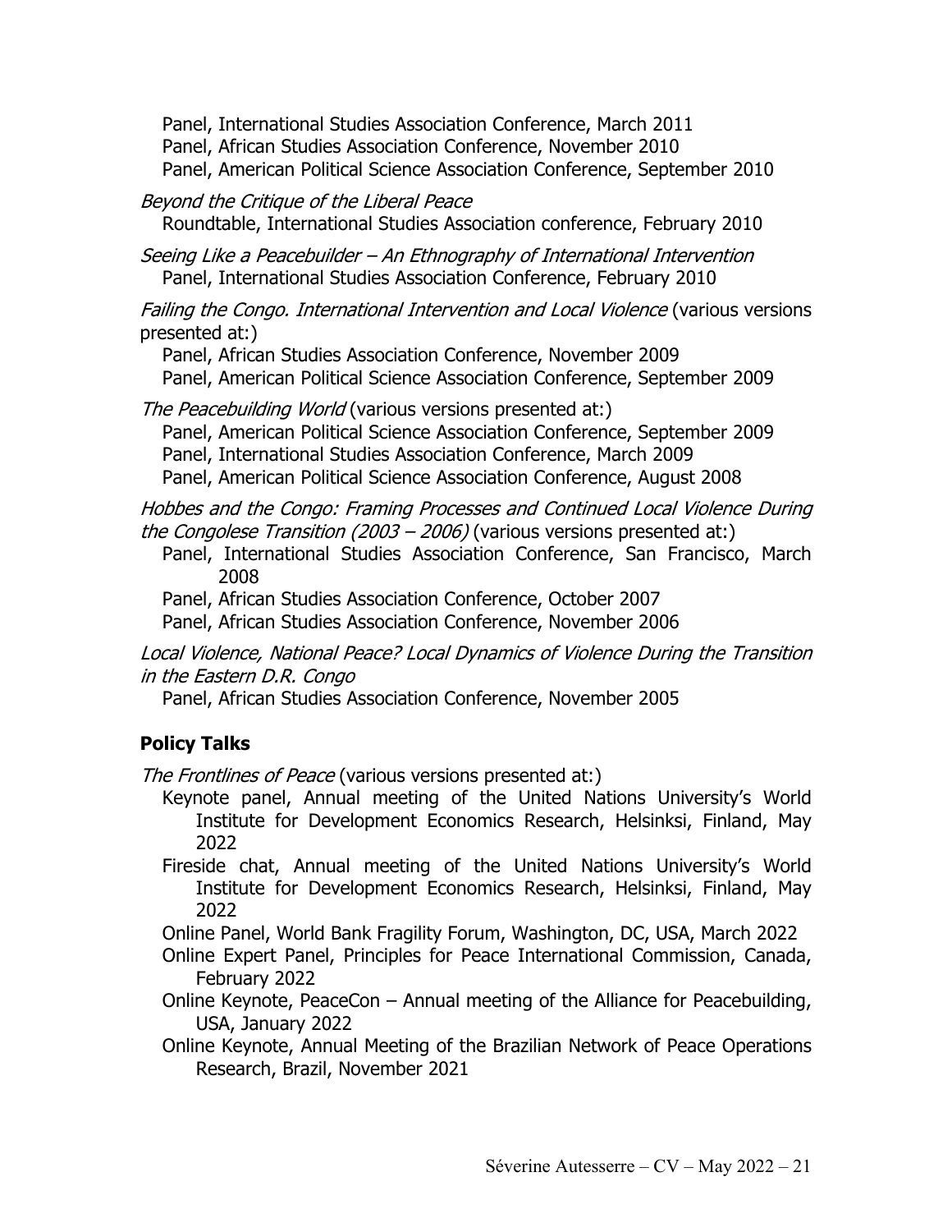Panel, International Studies Association Conference, March 2011
Panel, African Studies Association Conference, November 2010
Panel, American Political Science Association Conference, September 2010

*Beyond the Critique of the Liberal Peace*
Roundtable, International Studies Association conference, February 2010

*Seeing Like a Peacebuilder – An Ethnography of International Intervention*
Panel, International Studies Association Conference, February 2010

*Failing the Congo. International Intervention and Local Violence* (various versions presented at:)
Panel, African Studies Association Conference, November 2009
Panel, American Political Science Association Conference, September 2009

*The Peacebuilding World* (various versions presented at:)
Panel, American Political Science Association Conference, September 2009
Panel, International Studies Association Conference, March 2009
Panel, American Political Science Association Conference, August 2008

*Hobbes and the Congo: Framing Processes and Continued Local Violence During the Congolese Transition (2003 – 2006)* (various versions presented at:)
Panel, International Studies Association Conference, San Francisco, March 2008
Panel, African Studies Association Conference, October 2007
Panel, African Studies Association Conference, November 2006

*Local Violence, National Peace? Local Dynamics of Violence During the Transition in the Eastern D.R. Congo*
Panel, African Studies Association Conference, November 2005

## Policy Talks

*The Frontlines of Peace* (various versions presented at:)
Keynote panel, Annual meeting of the United Nations University's World Institute for Development Economics Research, Helsinksi, Finland, May 2022
Fireside chat, Annual meeting of the United Nations University's World Institute for Development Economics Research, Helsinksi, Finland, May 2022
Online Panel, World Bank Fragility Forum, Washington, DC, USA, March 2022
Online Expert Panel, Principles for Peace International Commission, Canada, February 2022
Online Keynote, PeaceCon – Annual meeting of the Alliance for Peacebuilding, USA, January 2022
Online Keynote, Annual Meeting of the Brazilian Network of Peace Operations Research, Brazil, November 2021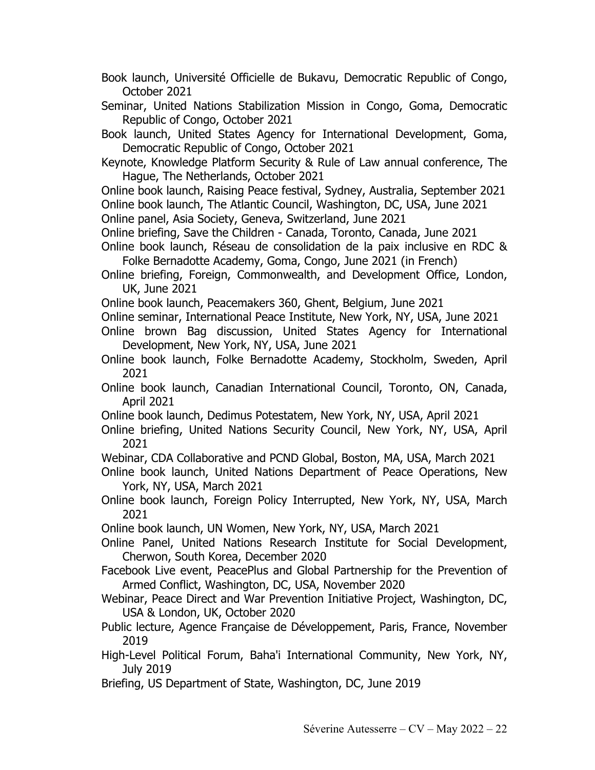Book launch, Université Officielle de Bukavu, Democratic Republic of Congo, October 2021

Seminar, United Nations Stabilization Mission in Congo, Goma, Democratic Republic of Congo, October 2021

Book launch, United States Agency for International Development, Goma, Democratic Republic of Congo, October 2021

Keynote, Knowledge Platform Security & Rule of Law annual conference, The Hague, The Netherlands, October 2021

Online book launch, Raising Peace festival, Sydney, Australia, September 2021

Online book launch, The Atlantic Council, Washington, DC, USA, June 2021

Online panel, Asia Society, Geneva, Switzerland, June 2021

Online briefing, Save the Children - Canada, Toronto, Canada, June 2021

Online book launch, Réseau de consolidation de la paix inclusive en RDC & Folke Bernadotte Academy, Goma, Congo, June 2021 (in French)

Online briefing, Foreign, Commonwealth, and Development Office, London, UK, June 2021

Online book launch, Peacemakers 360, Ghent, Belgium, June 2021

Online seminar, International Peace Institute, New York, NY, USA, June 2021

Online brown Bag discussion, United States Agency for International Development, New York, NY, USA, June 2021

Online book launch, Folke Bernadotte Academy, Stockholm, Sweden, April 2021

Online book launch, Canadian International Council, Toronto, ON, Canada, April 2021

Online book launch, Dedimus Potestatem, New York, NY, USA, April 2021

Online briefing, United Nations Security Council, New York, NY, USA, April 2021

Webinar, CDA Collaborative and PCND Global, Boston, MA, USA, March 2021

Online book launch, United Nations Department of Peace Operations, New York, NY, USA, March 2021

Online book launch, Foreign Policy Interrupted, New York, NY, USA, March 2021

Online book launch, UN Women, New York, NY, USA, March 2021

Online Panel, United Nations Research Institute for Social Development, Cherwon, South Korea, December 2020

Facebook Live event, PeacePlus and Global Partnership for the Prevention of Armed Conflict, Washington, DC, USA, November 2020

Webinar, Peace Direct and War Prevention Initiative Project, Washington, DC, USA & London, UK, October 2020

Public lecture, Agence Française de Développement, Paris, France, November 2019

High-Level Political Forum, Baha'i International Community, New York, NY, July 2019

Briefing, US Department of State, Washington, DC, June 2019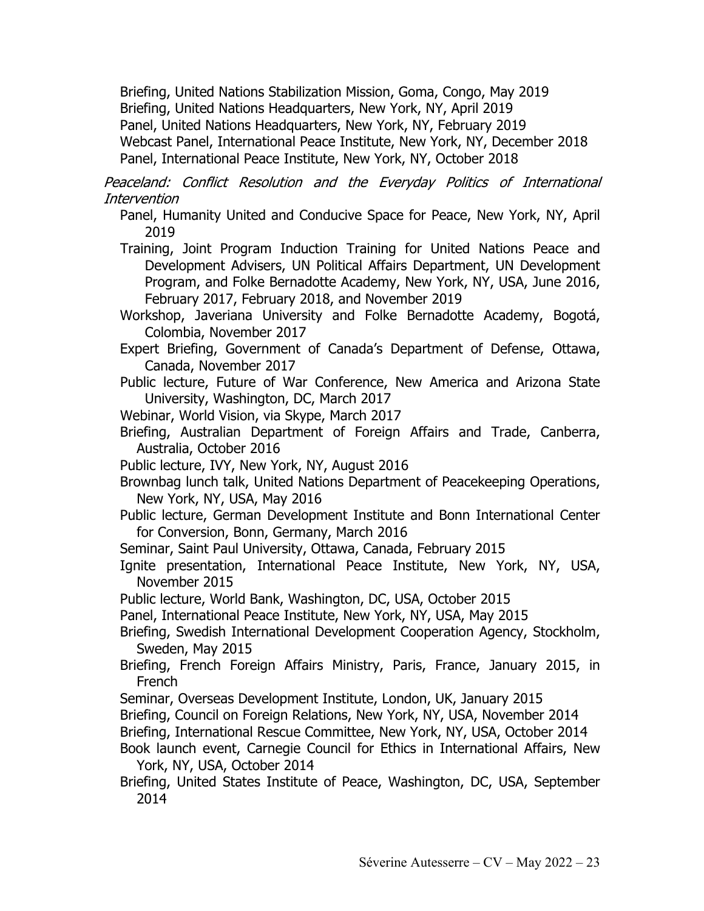Briefing, United Nations Stabilization Mission, Goma, Congo, May 2019

Briefing, United Nations Headquarters, New York, NY, April 2019

Panel, United Nations Headquarters, New York, NY, February 2019

Webcast Panel, International Peace Institute, New York, NY, December 2018

Panel, International Peace Institute, New York, NY, October 2018

*Peaceland: Conflict Resolution and the Everyday Politics of International Intervention*

Panel, Humanity United and Conducive Space for Peace, New York, NY, April 2019

Training, Joint Program Induction Training for United Nations Peace and Development Advisers, UN Political Affairs Department, UN Development Program, and Folke Bernadotte Academy, New York, NY, USA, June 2016, February 2017, February 2018, and November 2019

Workshop, Javeriana University and Folke Bernadotte Academy, Bogotá, Colombia, November 2017

Expert Briefing, Government of Canada's Department of Defense, Ottawa, Canada, November 2017

Public lecture, Future of War Conference, New America and Arizona State University, Washington, DC, March 2017

Webinar, World Vision, via Skype, March 2017

Briefing, Australian Department of Foreign Affairs and Trade, Canberra, Australia, October 2016

Public lecture, IVY, New York, NY, August 2016

Brownbag lunch talk, United Nations Department of Peacekeeping Operations, New York, NY, USA, May 2016

Public lecture, German Development Institute and Bonn International Center for Conversion, Bonn, Germany, March 2016

Seminar, Saint Paul University, Ottawa, Canada, February 2015

Ignite presentation, International Peace Institute, New York, NY, USA, November 2015

Public lecture, World Bank, Washington, DC, USA, October 2015

Panel, International Peace Institute, New York, NY, USA, May 2015

Briefing, Swedish International Development Cooperation Agency, Stockholm, Sweden, May 2015

Briefing, French Foreign Affairs Ministry, Paris, France, January 2015, in French

Seminar, Overseas Development Institute, London, UK, January 2015

Briefing, Council on Foreign Relations, New York, NY, USA, November 2014

Briefing, International Rescue Committee, New York, NY, USA, October 2014

Book launch event, Carnegie Council for Ethics in International Affairs, New York, NY, USA, October 2014

Briefing, United States Institute of Peace, Washington, DC, USA, September 2014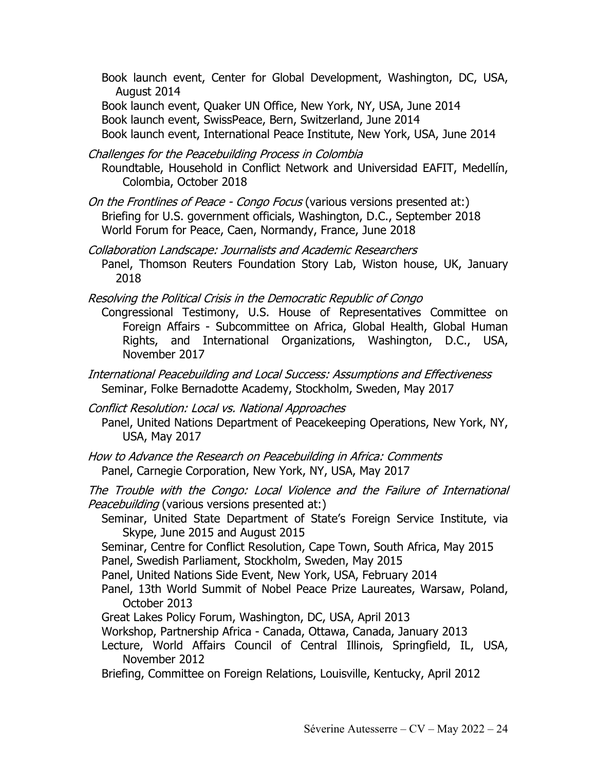Book launch event, Center for Global Development, Washington, DC, USA, August 2014
Book launch event, Quaker UN Office, New York, NY, USA, June 2014
Book launch event, SwissPeace, Bern, Switzerland, June 2014
Book launch event, International Peace Institute, New York, USA, June 2014

*Challenges for the Peacebuilding Process in Colombia*
Roundtable, Household in Conflict Network and Universidad EAFIT, Medellín, Colombia, October 2018

*On the Frontlines of Peace - Congo Focus* (various versions presented at:)
Briefing for U.S. government officials, Washington, D.C., September 2018
World Forum for Peace, Caen, Normandy, France, June 2018

*Collaboration Landscape: Journalists and Academic Researchers*
Panel, Thomson Reuters Foundation Story Lab, Wiston house, UK, January 2018

*Resolving the Political Crisis in the Democratic Republic of Congo*
Congressional Testimony, U.S. House of Representatives Committee on Foreign Affairs - Subcommittee on Africa, Global Health, Global Human Rights, and International Organizations, Washington, D.C., USA, November 2017

*International Peacebuilding and Local Success: Assumptions and Effectiveness*
Seminar, Folke Bernadotte Academy, Stockholm, Sweden, May 2017

*Conflict Resolution: Local vs. National Approaches*
Panel, United Nations Department of Peacekeeping Operations, New York, NY, USA, May 2017

*How to Advance the Research on Peacebuilding in Africa: Comments*
Panel, Carnegie Corporation, New York, NY, USA, May 2017

*The Trouble with the Congo: Local Violence and the Failure of International Peacebuilding* (various versions presented at:)
Seminar, United State Department of State's Foreign Service Institute, via Skype, June 2015 and August 2015
Seminar, Centre for Conflict Resolution, Cape Town, South Africa, May 2015
Panel, Swedish Parliament, Stockholm, Sweden, May 2015
Panel, United Nations Side Event, New York, USA, February 2014
Panel, 13th World Summit of Nobel Peace Prize Laureates, Warsaw, Poland, October 2013
Great Lakes Policy Forum, Washington, DC, USA, April 2013
Workshop, Partnership Africa - Canada, Ottawa, Canada, January 2013
Lecture, World Affairs Council of Central Illinois, Springfield, IL, USA, November 2012
Briefing, Committee on Foreign Relations, Louisville, Kentucky, April 2012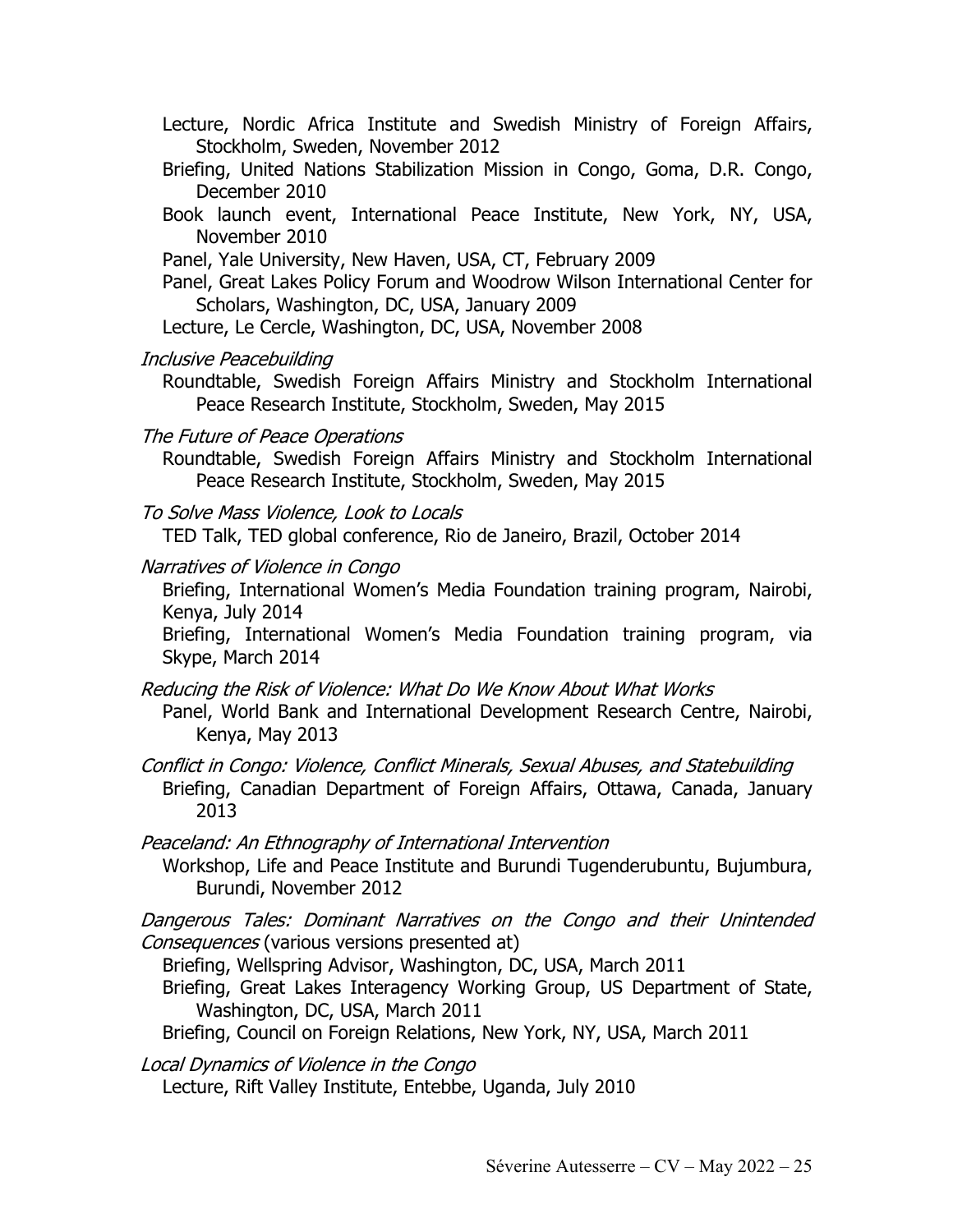Lecture, Nordic Africa Institute and Swedish Ministry of Foreign Affairs, Stockholm, Sweden, November 2012

Briefing, United Nations Stabilization Mission in Congo, Goma, D.R. Congo, December 2010

Book launch event, International Peace Institute, New York, NY, USA, November 2010

Panel, Yale University, New Haven, USA, CT, February 2009

Panel, Great Lakes Policy Forum and Woodrow Wilson International Center for Scholars, Washington, DC, USA, January 2009

Lecture, Le Cercle, Washington, DC, USA, November 2008

*Inclusive Peacebuilding*

Roundtable, Swedish Foreign Affairs Ministry and Stockholm International Peace Research Institute, Stockholm, Sweden, May 2015

*The Future of Peace Operations*

Roundtable, Swedish Foreign Affairs Ministry and Stockholm International Peace Research Institute, Stockholm, Sweden, May 2015

*To Solve Mass Violence, Look to Locals*

TED Talk, TED global conference, Rio de Janeiro, Brazil, October 2014

*Narratives of Violence in Congo*

Briefing, International Women's Media Foundation training program, Nairobi, Kenya, July 2014

Briefing, International Women's Media Foundation training program, via Skype, March 2014

*Reducing the Risk of Violence: What Do We Know About What Works*

Panel, World Bank and International Development Research Centre, Nairobi, Kenya, May 2013

*Conflict in Congo: Violence, Conflict Minerals, Sexual Abuses, and Statebuilding*

Briefing, Canadian Department of Foreign Affairs, Ottawa, Canada, January 2013

*Peaceland: An Ethnography of International Intervention*

Workshop, Life and Peace Institute and Burundi Tugenderubuntu, Bujumbura, Burundi, November 2012

*Dangerous Tales: Dominant Narratives on the Congo and their Unintended Consequences* (various versions presented at)

Briefing, Wellspring Advisor, Washington, DC, USA, March 2011

Briefing, Great Lakes Interagency Working Group, US Department of State, Washington, DC, USA, March 2011

Briefing, Council on Foreign Relations, New York, NY, USA, March 2011

*Local Dynamics of Violence in the Congo*

Lecture, Rift Valley Institute, Entebbe, Uganda, July 2010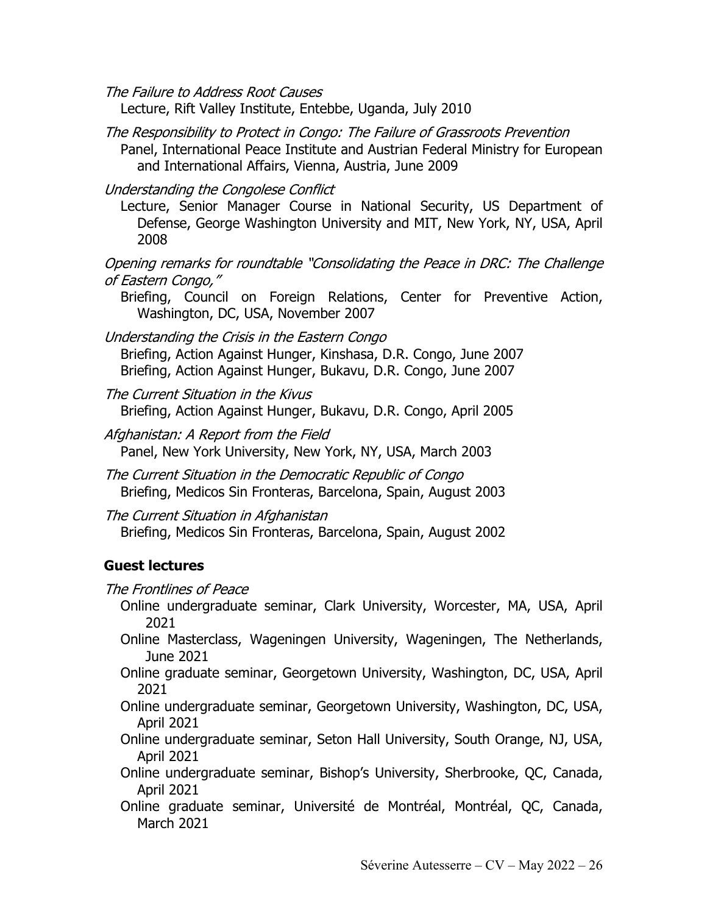*The Failure to Address Root Causes*
Lecture, Rift Valley Institute, Entebbe, Uganda, July 2010

*The Responsibility to Protect in Congo: The Failure of Grassroots Prevention*
Panel, International Peace Institute and Austrian Federal Ministry for European and International Affairs, Vienna, Austria, June 2009

*Understanding the Congolese Conflict*
Lecture, Senior Manager Course in National Security, US Department of Defense, George Washington University and MIT, New York, NY, USA, April 2008

*Opening remarks for roundtable "Consolidating the Peace in DRC: The Challenge of Eastern Congo,"*
Briefing, Council on Foreign Relations, Center for Preventive Action, Washington, DC, USA, November 2007

*Understanding the Crisis in the Eastern Congo*
Briefing, Action Against Hunger, Kinshasa, D.R. Congo, June 2007
Briefing, Action Against Hunger, Bukavu, D.R. Congo, June 2007

*The Current Situation in the Kivus*
Briefing, Action Against Hunger, Bukavu, D.R. Congo, April 2005

*Afghanistan: A Report from the Field*
Panel, New York University, New York, NY, USA, March 2003

*The Current Situation in the Democratic Republic of Congo*
Briefing, Medicos Sin Fronteras, Barcelona, Spain, August 2003

*The Current Situation in Afghanistan*
Briefing, Medicos Sin Fronteras, Barcelona, Spain, August 2002

### Guest lectures

*The Frontlines of Peace*
Online undergraduate seminar, Clark University, Worcester, MA, USA, April 2021
Online Masterclass, Wageningen University, Wageningen, The Netherlands, June 2021
Online graduate seminar, Georgetown University, Washington, DC, USA, April 2021
Online undergraduate seminar, Georgetown University, Washington, DC, USA, April 2021
Online undergraduate seminar, Seton Hall University, South Orange, NJ, USA, April 2021
Online undergraduate seminar, Bishop's University, Sherbrooke, QC, Canada, April 2021
Online graduate seminar, Université de Montréal, Montréal, QC, Canada, March 2021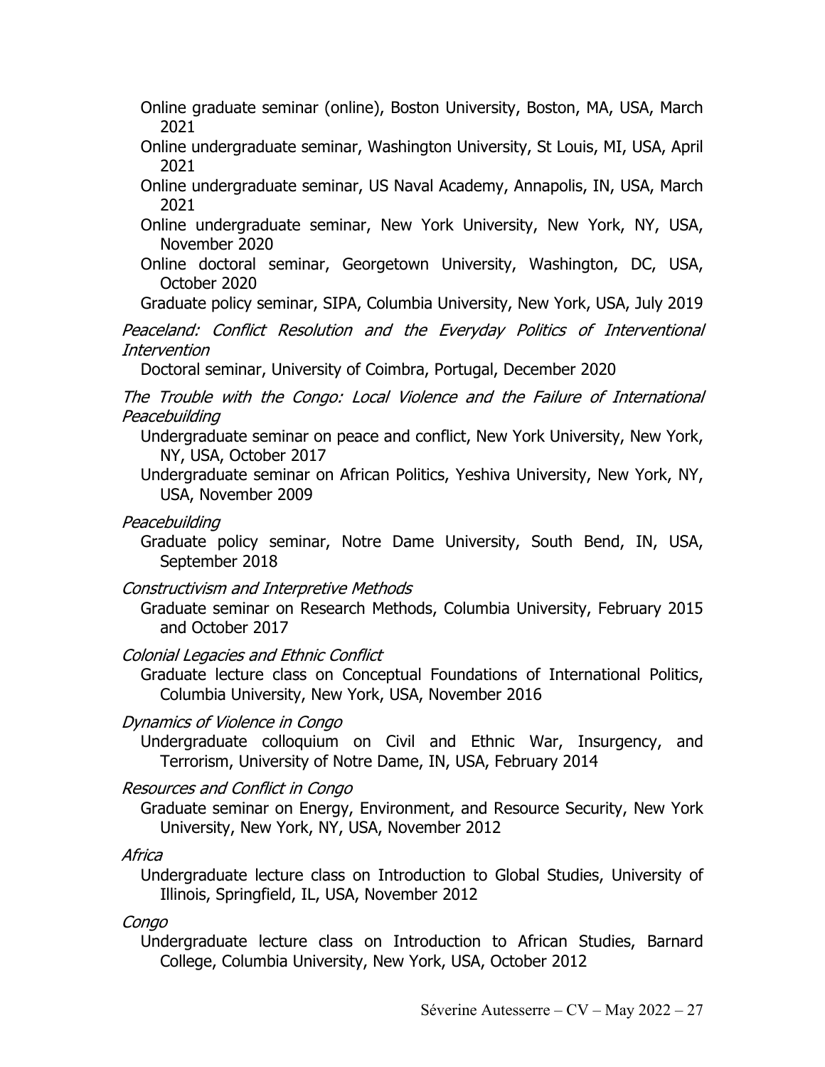Online graduate seminar (online), Boston University, Boston, MA, USA, March 2021

Online undergraduate seminar, Washington University, St Louis, MI, USA, April 2021

Online undergraduate seminar, US Naval Academy, Annapolis, IN, USA, March 2021

Online undergraduate seminar, New York University, New York, NY, USA, November 2020

Online doctoral seminar, Georgetown University, Washington, DC, USA, October 2020

Graduate policy seminar, SIPA, Columbia University, New York, USA, July 2019

*Peaceland: Conflict Resolution and the Everyday Politics of Interventional Intervention*

Doctoral seminar, University of Coimbra, Portugal, December 2020

*The Trouble with the Congo: Local Violence and the Failure of International Peacebuilding*

Undergraduate seminar on peace and conflict, New York University, New York, NY, USA, October 2017

Undergraduate seminar on African Politics, Yeshiva University, New York, NY, USA, November 2009

*Peacebuilding*

Graduate policy seminar, Notre Dame University, South Bend, IN, USA, September 2018

*Constructivism and Interpretive Methods*

Graduate seminar on Research Methods, Columbia University, February 2015 and October 2017

*Colonial Legacies and Ethnic Conflict*

Graduate lecture class on Conceptual Foundations of International Politics, Columbia University, New York, USA, November 2016

*Dynamics of Violence in Congo*

Undergraduate colloquium on Civil and Ethnic War, Insurgency, and Terrorism, University of Notre Dame, IN, USA, February 2014

*Resources and Conflict in Congo*

Graduate seminar on Energy, Environment, and Resource Security, New York University, New York, NY, USA, November 2012

*Africa*

Undergraduate lecture class on Introduction to Global Studies, University of Illinois, Springfield, IL, USA, November 2012

*Congo*

Undergraduate lecture class on Introduction to African Studies, Barnard College, Columbia University, New York, USA, October 2012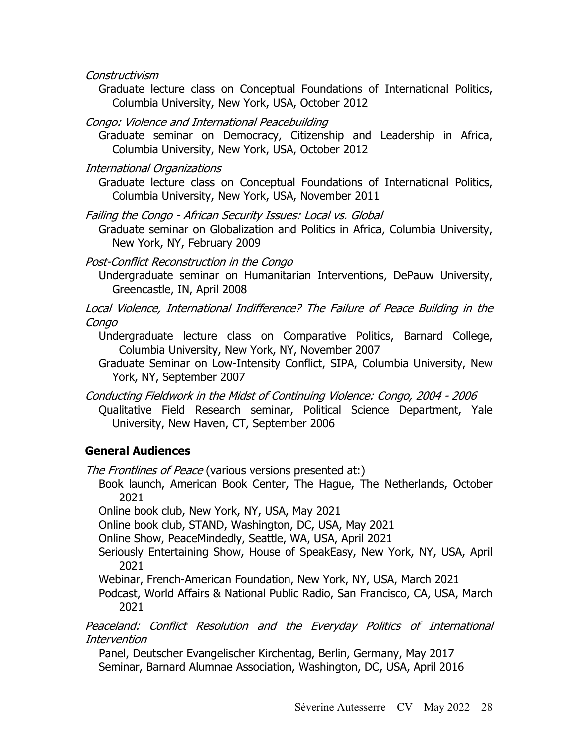*Constructivism*

Graduate lecture class on Conceptual Foundations of International Politics, Columbia University, New York, USA, October 2012

*Congo: Violence and International Peacebuilding*

Graduate seminar on Democracy, Citizenship and Leadership in Africa, Columbia University, New York, USA, October 2012

*International Organizations*

Graduate lecture class on Conceptual Foundations of International Politics, Columbia University, New York, USA, November 2011

*Failing the Congo - African Security Issues: Local vs. Global*

Graduate seminar on Globalization and Politics in Africa, Columbia University, New York, NY, February 2009

*Post-Conflict Reconstruction in the Congo*

Undergraduate seminar on Humanitarian Interventions, DePauw University, Greencastle, IN, April 2008

*Local Violence, International Indifference? The Failure of Peace Building in the Congo*

Undergraduate lecture class on Comparative Politics, Barnard College, Columbia University, New York, NY, November 2007

Graduate Seminar on Low-Intensity Conflict, SIPA, Columbia University, New York, NY, September 2007

*Conducting Fieldwork in the Midst of Continuing Violence: Congo, 2004 - 2006*

Qualitative Field Research seminar, Political Science Department, Yale University, New Haven, CT, September 2006

### General Audiences

*The Frontlines of Peace* (various versions presented at:)

Book launch, American Book Center, The Hague, The Netherlands, October 2021

Online book club, New York, NY, USA, May 2021

Online book club, STAND, Washington, DC, USA, May 2021

Online Show, PeaceMindedly, Seattle, WA, USA, April 2021

Seriously Entertaining Show, House of SpeakEasy, New York, NY, USA, April 2021

Webinar, French-American Foundation, New York, NY, USA, March 2021

Podcast, World Affairs & National Public Radio, San Francisco, CA, USA, March 2021

*Peaceland: Conflict Resolution and the Everyday Politics of International Intervention*

Panel, Deutscher Evangelischer Kirchentag, Berlin, Germany, May 2017

Seminar, Barnard Alumnae Association, Washington, DC, USA, April 2016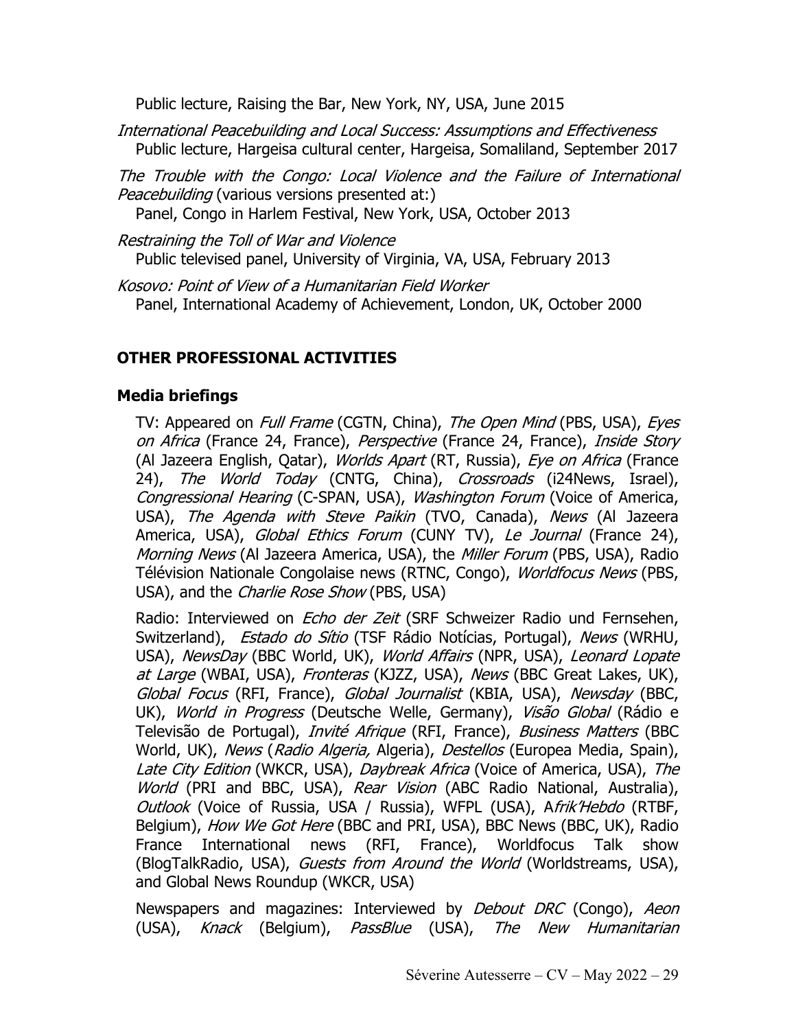Public lecture, Raising the Bar, New York, NY, USA, June 2015

*International Peacebuilding and Local Success: Assumptions and Effectiveness*
Public lecture, Hargeisa cultural center, Hargeisa, Somaliland, September 2017

*The Trouble with the Congo: Local Violence and the Failure of International Peacebuilding* (various versions presented at:)
Panel, Congo in Harlem Festival, New York, USA, October 2013

*Restraining the Toll of War and Violence*
Public televised panel, University of Virginia, VA, USA, February 2013

*Kosovo: Point of View of a Humanitarian Field Worker*
Panel, International Academy of Achievement, London, UK, October 2000

## OTHER PROFESSIONAL ACTIVITIES

### Media briefings

TV: Appeared on *Full Frame* (CGTN, China), *The Open Mind* (PBS, USA), *Eyes on Africa* (France 24, France), *Perspective* (France 24, France), *Inside Story* (Al Jazeera English, Qatar), *Worlds Apart* (RT, Russia), *Eye on Africa* (France 24), *The World Today* (CNTG, China), *Crossroads* (i24News, Israel), *Congressional Hearing* (C-SPAN, USA), *Washington Forum* (Voice of America, USA), *The Agenda with Steve Paikin* (TVO, Canada), *News* (Al Jazeera America, USA), *Global Ethics Forum* (CUNY TV), *Le Journal* (France 24), *Morning News* (Al Jazeera America, USA), the *Miller Forum* (PBS, USA), Radio Télévision Nationale Congolaise news (RTNC, Congo), *Worldfocus News* (PBS, USA), and the *Charlie Rose Show* (PBS, USA)

Radio: Interviewed on *Echo der Zeit* (SRF Schweizer Radio und Fernsehen, Switzerland), *Estado do Sítio* (TSF Rádio Notícias, Portugal), *News* (WRHU, USA), *NewsDay* (BBC World, UK), *World Affairs* (NPR, USA), *Leonard Lopate at Large* (WBAI, USA), *Fronteras* (KJZZ, USA), *News* (BBC Great Lakes, UK), *Global Focus* (RFI, France), *Global Journalist* (KBIA, USA), *Newsday* (BBC, UK), *World in Progress* (Deutsche Welle, Germany), *Visão Global* (Rádio e Televisão de Portugal), *Invité Afrique* (RFI, France), *Business Matters* (BBC World, UK), *News* (*Radio Algeria,* Algeria), *Destellos* (Europea Media, Spain), *Late City Edition* (WKCR, USA), *Daybreak Africa* (Voice of America, USA), *The World* (PRI and BBC, USA), *Rear Vision* (ABC Radio National, Australia), *Outlook* (Voice of Russia, USA / Russia), WFPL (USA), A*frik'Hebdo* (RTBF, Belgium), *How We Got Here* (BBC and PRI, USA), BBC News (BBC, UK), Radio France International news (RFI, France), Worldfocus Talk show (BlogTalkRadio, USA), *Guests from Around the World* (Worldstreams, USA), and Global News Roundup (WKCR, USA)

Newspapers and magazines: Interviewed by *Debout DRC* (Congo), *Aeon* (USA), *Knack* (Belgium), *PassBlue* (USA), *The New Humanitarian*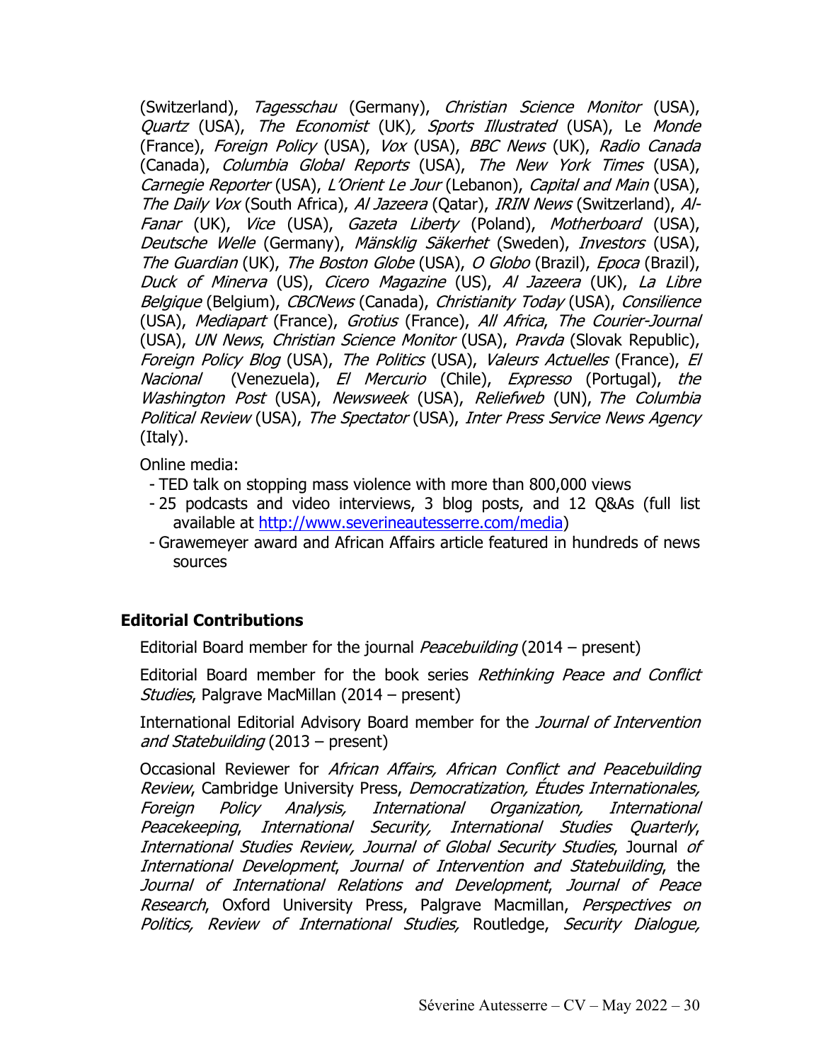(Switzerland), *Tagesschau* (Germany), *Christian Science Monitor* (USA), *Quartz* (USA), *The Economist* (UK), *Sports Illustrated* (USA), Le *Monde* (France), *Foreign Policy* (USA), *Vox* (USA), *BBC News* (UK), *Radio Canada* (Canada), *Columbia Global Reports* (USA), *The New York Times* (USA), *Carnegie Reporter* (USA), *L'Orient Le Jour* (Lebanon), *Capital and Main* (USA), *The Daily Vox* (South Africa), *Al Jazeera* (Qatar), *IRIN News* (Switzerland), *Al-Fanar* (UK), *Vice* (USA), *Gazeta Liberty* (Poland), *Motherboard* (USA), *Deutsche Welle* (Germany), *Mänsklig Säkerhet* (Sweden), *Investors* (USA), *The Guardian* (UK), *The Boston Globe* (USA), *O Globo* (Brazil), *Epoca* (Brazil), *Duck of Minerva* (US), *Cicero Magazine* (US), *Al Jazeera* (UK), *La Libre Belgique* (Belgium), *CBCNews* (Canada), *Christianity Today* (USA), *Consilience* (USA), *Mediapart* (France), *Grotius* (France), *All Africa*, *The Courier-Journal* (USA), *UN News*, *Christian Science Monitor* (USA), *Pravda* (Slovak Republic), *Foreign Policy Blog* (USA), *The Politics* (USA), *Valeurs Actuelles* (France), *El Nacional* (Venezuela), *El Mercurio* (Chile), *Expresso* (Portugal), *the Washington Post* (USA), *Newsweek* (USA), *Reliefweb* (UN), *The Columbia Political Review* (USA), *The Spectator* (USA), *Inter Press Service News Agency* (Italy).

Online media:

- TED talk on stopping mass violence with more than 800,000 views
- 25 podcasts and video interviews, 3 blog posts, and 12 Q&As (full list available at [http://www.severineautesserre.com/media](http://www.severineautesserre.com/media))
- Grawemeyer award and African Affairs article featured in hundreds of news sources

## Editorial Contributions

Editorial Board member for the journal *Peacebuilding* (2014 – present)

Editorial Board member for the book series *Rethinking Peace and Conflict Studies*, Palgrave MacMillan (2014 – present)

International Editorial Advisory Board member for the *Journal of Intervention and Statebuilding* (2013 – present)

Occasional Reviewer for *African Affairs, African Conflict and Peacebuilding Review*, Cambridge University Press, *Democratization, Études Internationales, Foreign Policy Analysis, International Organization, International Peacekeeping*, *International Security, International Studies Quarterly*, *International Studies Review, Journal of Global Security Studies*, Journal *of International Development*, *Journal of Intervention and Statebuilding*, the *Journal of International Relations and Development*, *Journal of Peace Research*, Oxford University Press, Palgrave Macmillan, *Perspectives on Politics, Review of International Studies,* Routledge, *Security Dialogue,*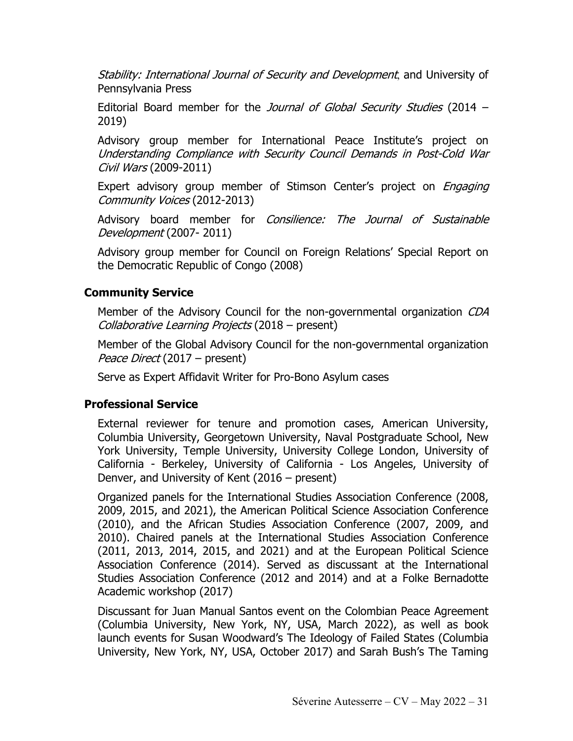*Stability: International Journal of Security and Development*, and University of Pennsylvania Press

Editorial Board member for the *Journal of Global Security Studies* (2014 – 2019)

Advisory group member for International Peace Institute's project on *Understanding Compliance with Security Council Demands in Post-Cold War Civil Wars* (2009-2011)

Expert advisory group member of Stimson Center's project on *Engaging Community Voices* (2012-2013)

Advisory board member for *Consilience: The Journal of Sustainable Development* (2007- 2011)

Advisory group member for Council on Foreign Relations' Special Report on the Democratic Republic of Congo (2008)

### Community Service

Member of the Advisory Council for the non-governmental organization *CDA Collaborative Learning Projects* (2018 – present)

Member of the Global Advisory Council for the non-governmental organization *Peace Direct* (2017 – present)

Serve as Expert Affidavit Writer for Pro-Bono Asylum cases

### Professional Service

External reviewer for tenure and promotion cases, American University, Columbia University, Georgetown University, Naval Postgraduate School, New York University, Temple University, University College London, University of California - Berkeley, University of California - Los Angeles, University of Denver, and University of Kent (2016 – present)

Organized panels for the International Studies Association Conference (2008, 2009, 2015, and 2021), the American Political Science Association Conference (2010), and the African Studies Association Conference (2007, 2009, and 2010). Chaired panels at the International Studies Association Conference (2011, 2013, 2014, 2015, and 2021) and at the European Political Science Association Conference (2014). Served as discussant at the International Studies Association Conference (2012 and 2014) and at a Folke Bernadotte Academic workshop (2017)

Discussant for Juan Manual Santos event on the Colombian Peace Agreement (Columbia University, New York, NY, USA, March 2022), as well as book launch events for Susan Woodward's The Ideology of Failed States (Columbia University, New York, NY, USA, October 2017) and Sarah Bush's The Taming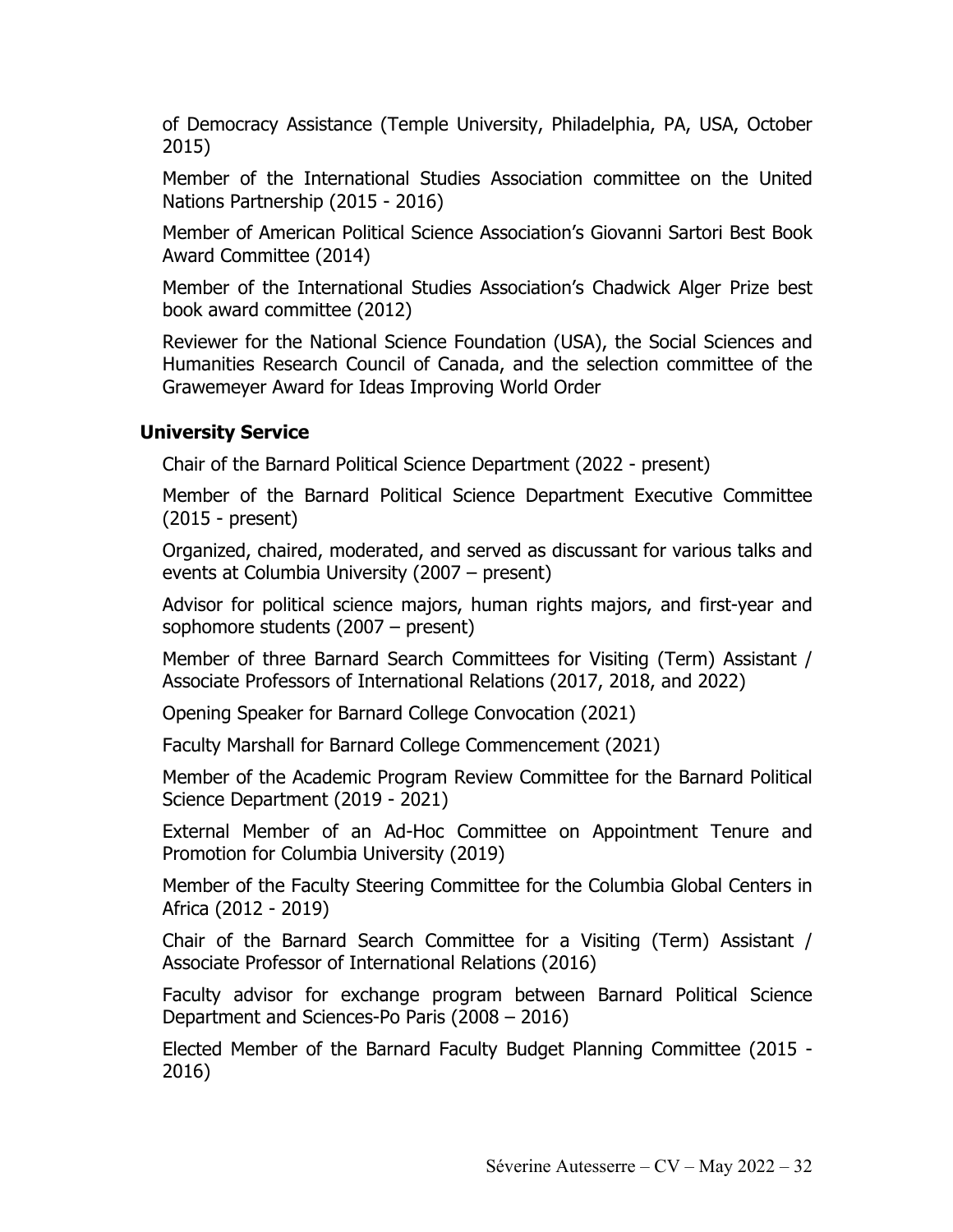of Democracy Assistance (Temple University, Philadelphia, PA, USA, October 2015)

Member of the International Studies Association committee on the United Nations Partnership (2015 - 2016)

Member of American Political Science Association's Giovanni Sartori Best Book Award Committee (2014)

Member of the International Studies Association's Chadwick Alger Prize best book award committee (2012)

Reviewer for the National Science Foundation (USA), the Social Sciences and Humanities Research Council of Canada, and the selection committee of the Grawemeyer Award for Ideas Improving World Order

**University Service**

Chair of the Barnard Political Science Department (2022 - present)

Member of the Barnard Political Science Department Executive Committee (2015 - present)

Organized, chaired, moderated, and served as discussant for various talks and events at Columbia University (2007 – present)

Advisor for political science majors, human rights majors, and first-year and sophomore students (2007 – present)

Member of three Barnard Search Committees for Visiting (Term) Assistant / Associate Professors of International Relations (2017, 2018, and 2022)

Opening Speaker for Barnard College Convocation (2021)

Faculty Marshall for Barnard College Commencement (2021)

Member of the Academic Program Review Committee for the Barnard Political Science Department (2019 - 2021)

External Member of an Ad-Hoc Committee on Appointment Tenure and Promotion for Columbia University (2019)

Member of the Faculty Steering Committee for the Columbia Global Centers in Africa (2012 - 2019)

Chair of the Barnard Search Committee for a Visiting (Term) Assistant / Associate Professor of International Relations (2016)

Faculty advisor for exchange program between Barnard Political Science Department and Sciences-Po Paris (2008 – 2016)

Elected Member of the Barnard Faculty Budget Planning Committee (2015 - 2016)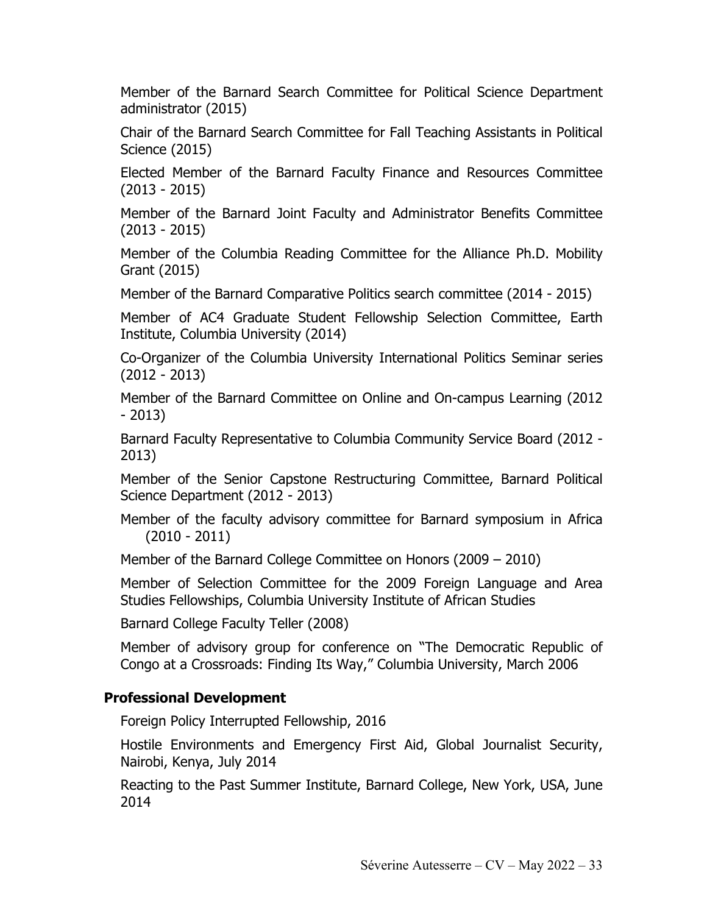Member of the Barnard Search Committee for Political Science Department administrator (2015)

Chair of the Barnard Search Committee for Fall Teaching Assistants in Political Science (2015)

Elected Member of the Barnard Faculty Finance and Resources Committee (2013 - 2015)

Member of the Barnard Joint Faculty and Administrator Benefits Committee (2013 - 2015)

Member of the Columbia Reading Committee for the Alliance Ph.D. Mobility Grant (2015)

Member of the Barnard Comparative Politics search committee (2014 - 2015)

Member of AC4 Graduate Student Fellowship Selection Committee, Earth Institute, Columbia University (2014)

Co-Organizer of the Columbia University International Politics Seminar series (2012 - 2013)

Member of the Barnard Committee on Online and On-campus Learning (2012 - 2013)

Barnard Faculty Representative to Columbia Community Service Board (2012 - 2013)

Member of the Senior Capstone Restructuring Committee, Barnard Political Science Department (2012 - 2013)

Member of the faculty advisory committee for Barnard symposium in Africa (2010 - 2011)

Member of the Barnard College Committee on Honors (2009 – 2010)

Member of Selection Committee for the 2009 Foreign Language and Area Studies Fellowships, Columbia University Institute of African Studies

Barnard College Faculty Teller (2008)

Member of advisory group for conference on "The Democratic Republic of Congo at a Crossroads: Finding Its Way," Columbia University, March 2006

### Professional Development

Foreign Policy Interrupted Fellowship, 2016

Hostile Environments and Emergency First Aid, Global Journalist Security, Nairobi, Kenya, July 2014

Reacting to the Past Summer Institute, Barnard College, New York, USA, June 2014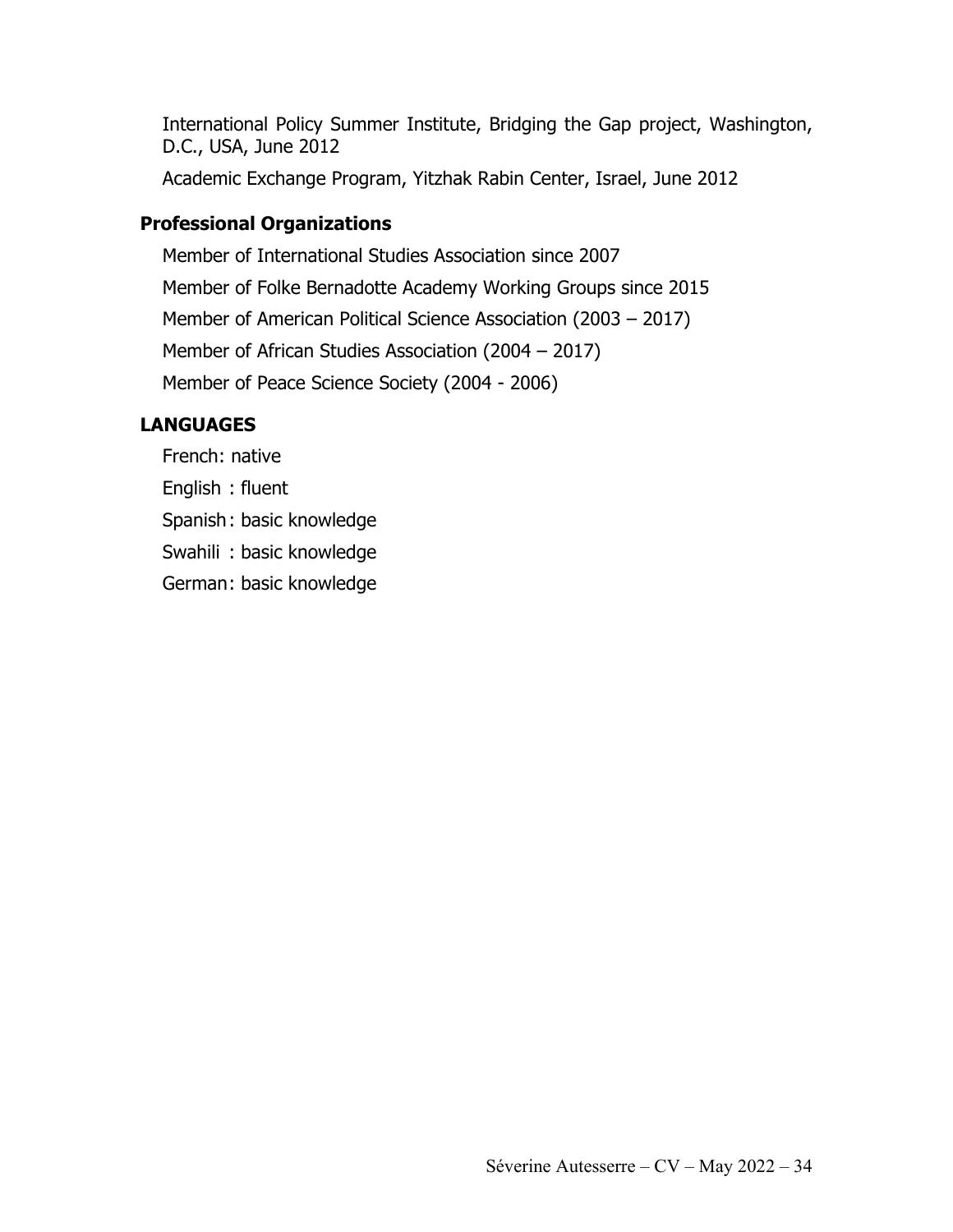International Policy Summer Institute, Bridging the Gap project, Washington, D.C., USA, June 2012

Academic Exchange Program, Yitzhak Rabin Center, Israel, June 2012

### Professional Organizations

Member of International Studies Association since 2007

Member of Folke Bernadotte Academy Working Groups since 2015

Member of American Political Science Association (2003 – 2017)

Member of African Studies Association (2004 – 2017)

Member of Peace Science Society (2004 - 2006)

## LANGUAGES

French: native

English : fluent

Spanish : basic knowledge

Swahili : basic knowledge

German : basic knowledge